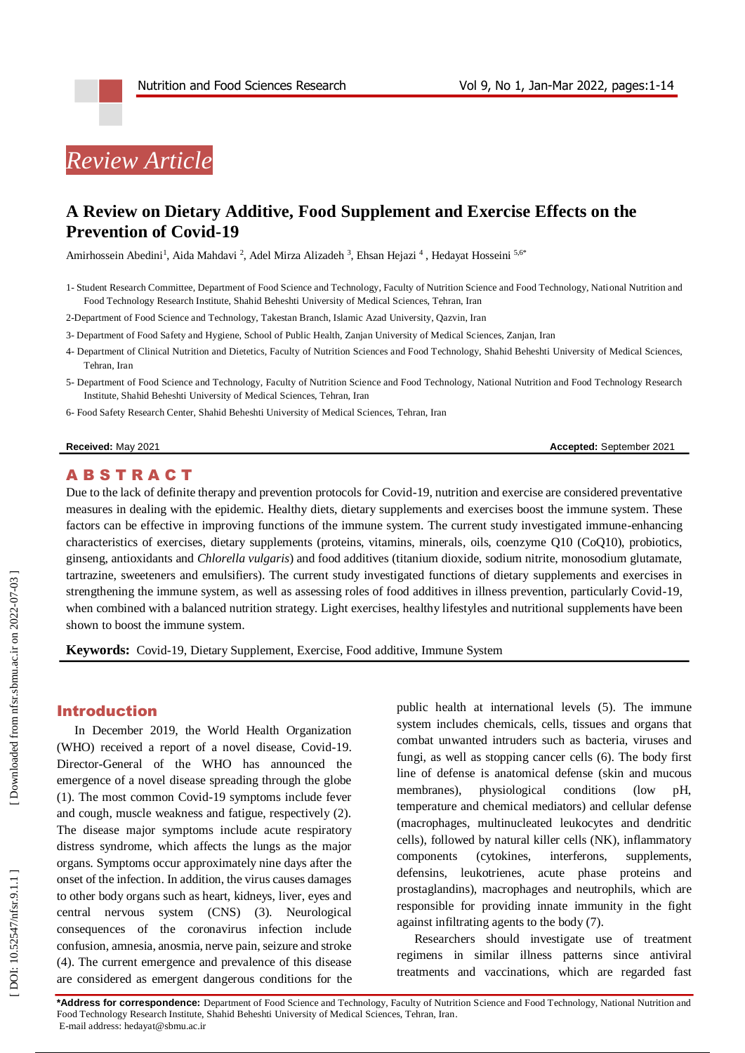*Review Article*

# A Review on Dietary Additive, Food Supplement and Exercise Effects on the Prevention of Covid-19

Amirhossein Abedini[1], Aida Mahdavi [2], Adel Mirza Alizadeh [3], Ehsan Hejazi [4], Hedayat Hosseini [5,6*]

1- Student Research Committee, Department of Food Science and Technology, Faculty of Nutrition Science and Food Technology, National Nutrition and Food Technology Research Institute, Shahid Beheshti University of Medical Sciences, Tehran, Iran

2-Department of Food Science and Technology, Takestan Branch, Islamic Azad University, Qazvin, Iran

3- Department of Food Safety and Hygiene, School of Public Health, Zanjan University of Medical Sciences, Zanjan, Iran

4- Department of Clinical Nutrition and Dietetics, Faculty of Nutrition Sciences and Food Technology, Shahid Beheshti University of Medical Sciences, Tehran, Iran

5- Department of Food Science and Technology, Faculty of Nutrition Science and Food Technology, National Nutrition and Food Technology Research Institute, Shahid Beheshti University of Medical Sciences, Tehran, Iran

6- Food Safety Research Center, Shahid Beheshti University of Medical Sciences, Tehran, Iran

**Received:** May 2021 **Accepted:** September 2021

## ABSTRACT

Due to the lack of definite therapy and prevention protocols for Covid-19, nutrition and exercise are considered preventative measures in dealing with the epidemic. Healthy diets, dietary supplements and exercises boost the immune system. These factors can be effective in improving functions of the immune system. The current study investigated immune-enhancing characteristics of exercises, dietary supplements (proteins, vitamins, minerals, oils, coenzyme Q10 (CoQ10), probiotics, ginseng, antioxidants and *Chlorella vulgaris*) and food additives (titanium dioxide, sodium nitrite, monosodium glutamate, tartrazine, sweeteners and emulsifiers). The current study investigated functions of dietary supplements and exercises in strengthening the immune system, as well as assessing roles of food additives in illness prevention, particularly Covid-19, when combined with a balanced nutrition strategy. Light exercises, healthy lifestyles and nutritional supplements have been shown to boost the immune system.

**Keywords:** Covid-19, Dietary Supplement, Exercise, Food additive, Immune System

## Introduction

In December 2019, the World Health Organization (WHO) received a report of a novel disease, Covid-19. Director-General of the WHO has announced the emergence of a novel disease spreading through the globe (1). The most common Covid-19 symptoms include fever and cough, muscle weakness and fatigue, respectively (2). The disease major symptoms include acute respiratory distress syndrome, which affects the lungs as the major organs. Symptoms occur approximately nine days after the onset of the infection. In addition, the virus causes damages to other body organs such as heart, kidneys, liver, eyes and central nervous system (CNS) (3). Neurological consequences of the coronavirus infection include confusion, amnesia, anosmia, nerve pain, seizure and stroke (4). The current emergence and prevalence of this disease are considered as emergent dangerous conditions for the public health at international levels (5). The immune system includes chemicals, cells, tissues and organs that combat unwanted intruders such as bacteria, viruses and fungi, as well as stopping cancer cells (6). The body first line of defense is anatomical defense (skin and mucous membranes), physiological conditions (low pH, temperature and chemical mediators) and cellular defense (macrophages, multinucleated leukocytes and dendritic cells), followed by natural killer cells (NK), inflammatory components (cytokines, interferons, supplements, defensins, leukotrienes, acute phase proteins and prostaglandins), macrophages and neutrophils, which are responsible for providing innate immunity in the fight against infiltrating agents to the body (7).

Researchers should investigate use of treatment regimens in similar illness patterns since antiviral treatments and vaccinations, which are regarded fast

**\*Address for correspondence:** Department of Food Science and Technology, Faculty of Nutrition Science and Food Technology, National Nutrition and Food Technology Research Institute, Shahid Beheshti University of Medical Sciences, Tehran, Iran.
E-mail address: hedayat@sbmu.ac.ir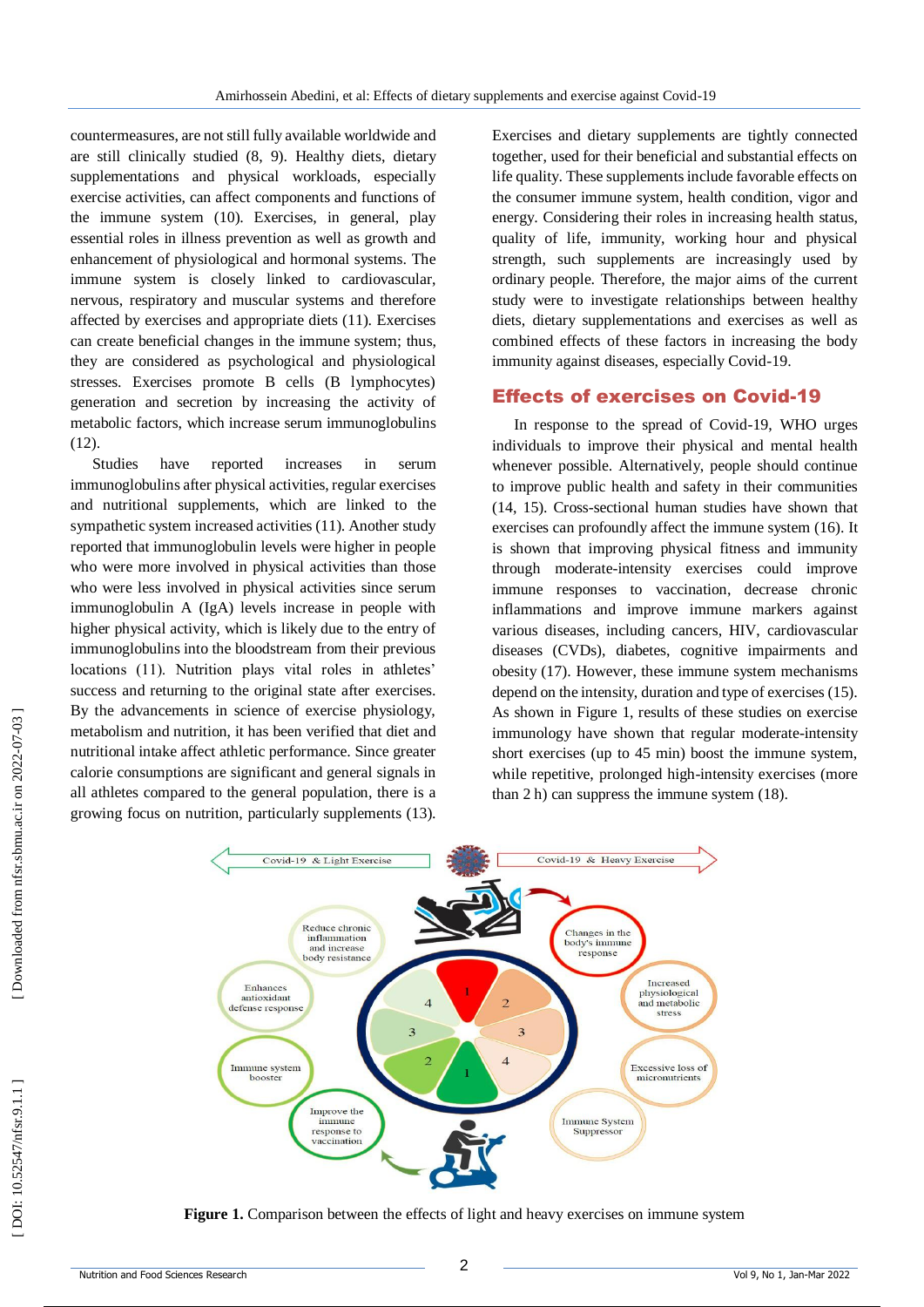countermeasures, are not still fully available worldwide and are still clinically studied (8, 9). Healthy diets, dietary supplementations and physical workloads, especially exercise activities, can affect components and functions of the immune system (10). Exercises, in general, play essential roles in illness prevention as well as growth and enhancement of physiological and hormonal systems. The immune system is closely linked to cardiovascular, nervous, respiratory and muscular systems and therefore affected by exercises and appropriate diets (11). Exercises can create beneficial changes in the immune system; thus, they are considered as psychological and physiological stresses. Exercises promote B cells (B lymphocytes) generation and secretion by increasing the activity of metabolic factors, which increase serum immunoglobulins (12).

Studies have reported increases in serum immunoglobulins after physical activities, regular exercises and nutritional supplements, which are linked to the sympathetic system increased activities (11). Another study reported that immunoglobulin levels were higher in people who were more involved in physical activities than those who were less involved in physical activities since serum immunoglobulin A (IgA) levels increase in people with higher physical activity, which is likely due to the entry of immunoglobulins into the bloodstream from their previous locations (11). Nutrition plays vital roles in athletes' success and returning to the original state after exercises. By the advancements in science of exercise physiology, metabolism and nutrition, it has been verified that diet and nutritional intake affect athletic performance. Since greater calorie consumptions are significant and general signals in all athletes compared to the general population, there is a growing focus on nutrition, particularly supplements (13).

Exercises and dietary supplements are tightly connected together, used for their beneficial and substantial effects on life quality. These supplements include favorable effects on the consumer immune system, health condition, vigor and energy. Considering their roles in increasing health status, quality of life, immunity, working hour and physical strength, such supplements are increasingly used by ordinary people. Therefore, the major aims of the current study were to investigate relationships between healthy diets, dietary supplementations and exercises as well as combined effects of these factors in increasing the body immunity against diseases, especially Covid-19.

## Effects of exercises on Covid-19

In response to the spread of Covid-19, WHO urges individuals to improve their physical and mental health whenever possible. Alternatively, people should continue to improve public health and safety in their communities (14, 15). Cross-sectional human studies have shown that exercises can profoundly affect the immune system (16). It is shown that improving physical fitness and immunity through moderate-intensity exercises could improve immune responses to vaccination, decrease chronic inflammations and improve immune markers against various diseases, including cancers, HIV, cardiovascular diseases (CVDs), diabetes, cognitive impairments and obesity (17). However, these immune system mechanisms depend on the intensity, duration and type of exercises (15). As shown in Figure 1, results of these studies on exercise immunology have shown that regular moderate-intensity short exercises (up to 45 min) boost the immune system, while repetitive, prolonged high-intensity exercises (more than 2 h) can suppress the immune system (18).

**Figure 1.** Comparison between the effects of light and heavy exercises on immune system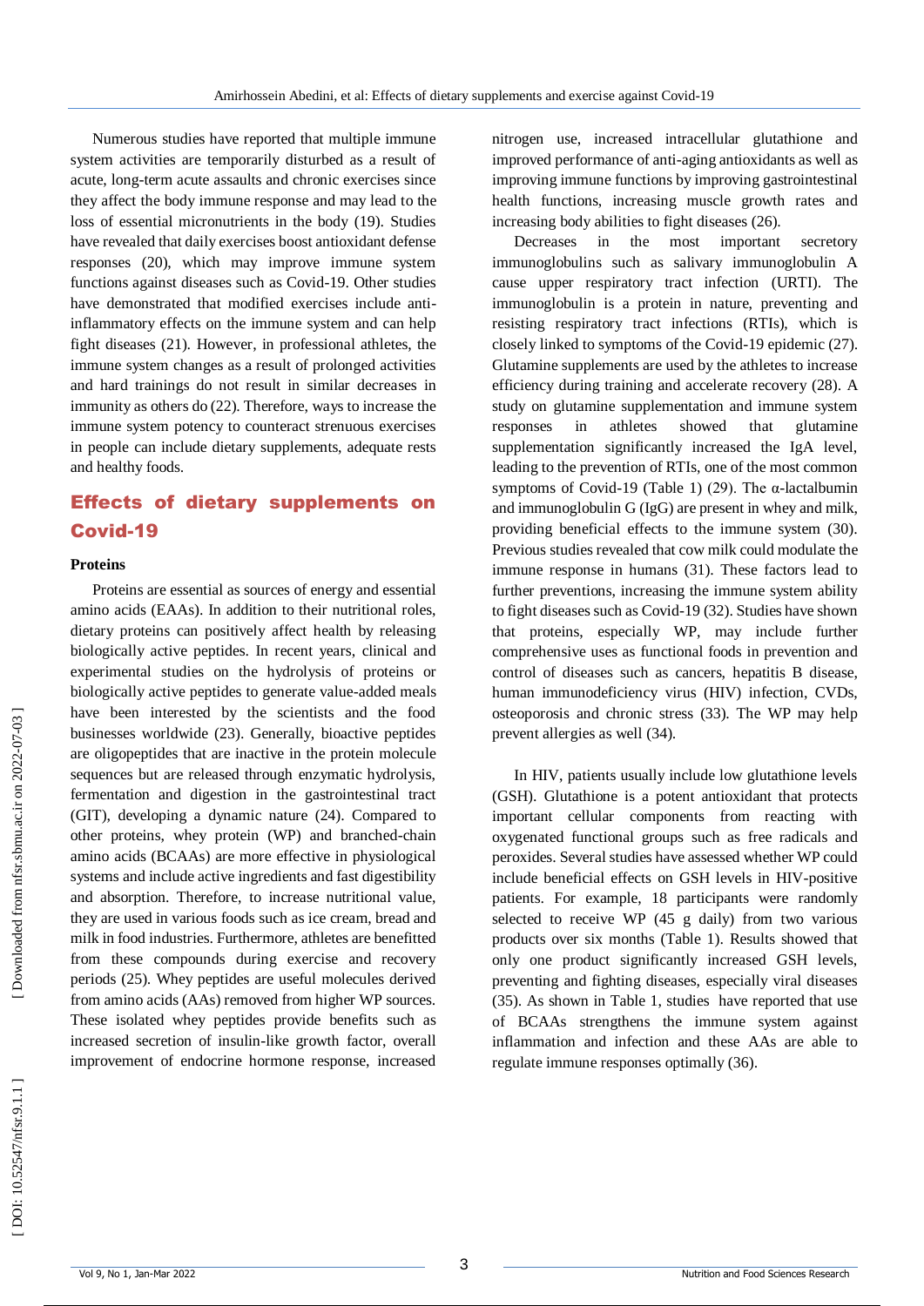Numerous studies have reported that multiple immune system activities are temporarily disturbed as a result of acute, long-term acute assaults and chronic exercises since they affect the body immune response and may lead to the loss of essential micronutrients in the body (19). Studies have revealed that daily exercises boost antioxidant defense responses (20), which may improve immune system functions against diseases such as Covid-19. Other studies have demonstrated that modified exercises include anti-inflammatory effects on the immune system and can help fight diseases (21). However, in professional athletes, the immune system changes as a result of prolonged activities and hard trainings do not result in similar decreases in immunity as others do (22). Therefore, ways to increase the immune system potency to counteract strenuous exercises in people can include dietary supplements, adequate rests and healthy foods.

## Effects of dietary supplements on Covid-19

### Proteins

Proteins are essential as sources of energy and essential amino acids (EAAs). In addition to their nutritional roles, dietary proteins can positively affect health by releasing biologically active peptides. In recent years, clinical and experimental studies on the hydrolysis of proteins or biologically active peptides to generate value-added meals have been interested by the scientists and the food businesses worldwide (23). Generally, bioactive peptides are oligopeptides that are inactive in the protein molecule sequences but are released through enzymatic hydrolysis, fermentation and digestion in the gastrointestinal tract (GIT), developing a dynamic nature (24). Compared to other proteins, whey protein (WP) and branched-chain amino acids (BCAAs) are more effective in physiological systems and include active ingredients and fast digestibility and absorption. Therefore, to increase nutritional value, they are used in various foods such as ice cream, bread and milk in food industries. Furthermore, athletes are benefitted from these compounds during exercise and recovery periods (25). Whey peptides are useful molecules derived from amino acids (AAs) removed from higher WP sources. These isolated whey peptides provide benefits such as increased secretion of insulin-like growth factor, overall improvement of endocrine hormone response, increased nitrogen use, increased intracellular glutathione and improved performance of anti-aging antioxidants as well as improving immune functions by improving gastrointestinal health functions, increasing muscle growth rates and increasing body abilities to fight diseases (26).

Decreases in the most important secretory immunoglobulins such as salivary immunoglobulin A cause upper respiratory tract infection (URTI). The immunoglobulin is a protein in nature, preventing and resisting respiratory tract infections (RTIs), which is closely linked to symptoms of the Covid-19 epidemic (27). Glutamine supplements are used by the athletes to increase efficiency during training and accelerate recovery (28). A study on glutamine supplementation and immune system responses in athletes showed that glutamine supplementation significantly increased the IgA level, leading to the prevention of RTIs, one of the most common symptoms of Covid-19 (Table 1) (29). The α-lactalbumin and immunoglobulin G (IgG) are present in whey and milk, providing beneficial effects to the immune system (30). Previous studies revealed that cow milk could modulate the immune response in humans (31). These factors lead to further preventions, increasing the immune system ability to fight diseases such as Covid-19 (32). Studies have shown that proteins, especially WP, may include further comprehensive uses as functional foods in prevention and control of diseases such as cancers, hepatitis B disease, human immunodeficiency virus (HIV) infection, CVDs, osteoporosis and chronic stress (33). The WP may help prevent allergies as well (34).

In HIV, patients usually include low glutathione levels (GSH). Glutathione is a potent antioxidant that protects important cellular components from reacting with oxygenated functional groups such as free radicals and peroxides. Several studies have assessed whether WP could include beneficial effects on GSH levels in HIV-positive patients. For example, 18 participants were randomly selected to receive WP (45 g daily) from two various products over six months (Table 1). Results showed that only one product significantly increased GSH levels, preventing and fighting diseases, especially viral diseases (35). As shown in Table 1, studies have reported that use of BCAAs strengthens the immune system against inflammation and infection and these AAs are able to regulate immune responses optimally (36).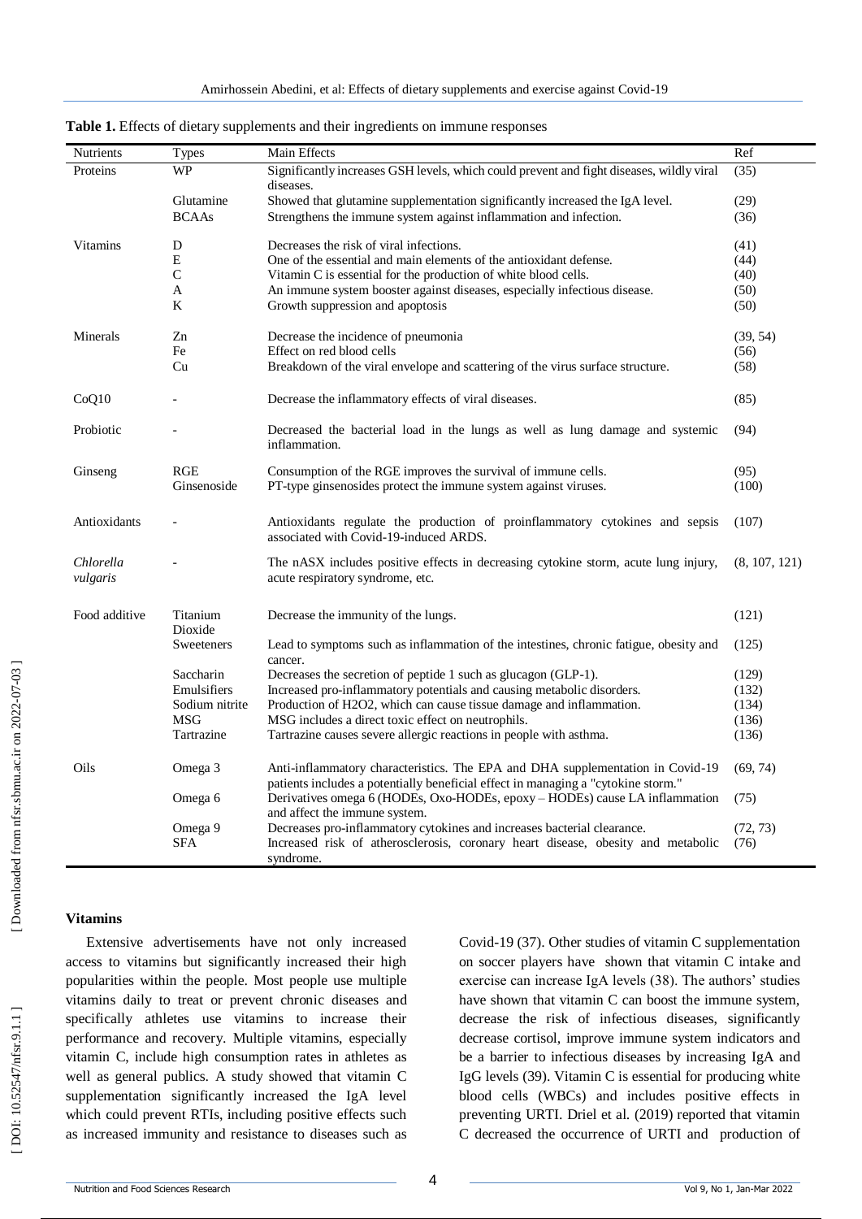**Table 1.** Effects of dietary supplements and their ingredients on immune responses

| Nutrients | Types | Main Effects | Ref |
|---|---|---|---|
| Proteins | WP | Significantly increases GSH levels, which could prevent and fight diseases, wildly viral diseases. | (35) |
| | Glutamine | Showed that glutamine supplementation significantly increased the IgA level. | (29) |
| | BCAAs | Strengthens the immune system against inflammation and infection. | (36) |
| Vitamins | D | Decreases the risk of viral infections. | (41) |
| | E | One of the essential and main elements of the antioxidant defense. | (44) |
| | C | Vitamin C is essential for the production of white blood cells. | (40) |
| | A | An immune system booster against diseases, especially infectious disease. | (50) |
| | K | Growth suppression and apoptosis | (50) |
| Minerals | Zn | Decrease the incidence of pneumonia | (39, 54) |
| | Fe | Effect on red blood cells | (56) |
| | Cu | Breakdown of the viral envelope and scattering of the virus surface structure. | (58) |
| CoQ10 | - | Decrease the inflammatory effects of viral diseases. | (85) |
| Probiotic | - | Decreased the bacterial load in the lungs as well as lung damage and systemic inflammation. | (94) |
| Ginseng | RGE | Consumption of the RGE improves the survival of immune cells. | (95) |
| | Ginsenoside | PT-type ginsenosides protect the immune system against viruses. | (100) |
| Antioxidants | - | Antioxidants regulate the production of proinflammatory cytokines and sepsis associated with Covid-19-induced ARDS. | (107) |
| *Chlorella vulgaris* | - | The nASX includes positive effects in decreasing cytokine storm, acute lung injury, acute respiratory syndrome, etc. | (8, 107, 121) |
| Food additive | Titanium Dioxide | Decrease the immunity of the lungs. | (121) |
| | Sweeteners | Lead to symptoms such as inflammation of the intestines, chronic fatigue, obesity and cancer. | (125) |
| | Saccharin | Decreases the secretion of peptide 1 such as glucagon (GLP-1). | (129) |
| | Emulsifiers | Increased pro-inflammatory potentials and causing metabolic disorders. | (132) |
| | Sodium nitrite | Production of $H_2O_2$, which can cause tissue damage and inflammation. | (134) |
| | MSG | MSG includes a direct toxic effect on neutrophils. | (136) |
| | Tartrazine | Tartrazine causes severe allergic reactions in people with asthma. | (136) |
| Oils | Omega 3 | Anti-inflammatory characteristics. The EPA and DHA supplementation in Covid-19 patients includes a potentially beneficial effect in managing a "cytokine storm." | (69, 74) |
| | Omega 6 | Derivatives omega 6 (HODEs, Oxo-HODEs, epoxy – HODEs) cause LA inflammation and affect the immune system. | (75) |
| | Omega 9 | Decreases pro-inflammatory cytokines and increases bacterial clearance. | (72, 73) |
| | SFA | Increased risk of atherosclerosis, coronary heart disease, obesity and metabolic syndrome. | (76) |

### Vitamins

Extensive advertisements have not only increased access to vitamins but significantly increased their high popularities within the people. Most people use multiple vitamins daily to treat or prevent chronic diseases and specifically athletes use vitamins to increase their performance and recovery. Multiple vitamins, especially vitamin C, include high consumption rates in athletes as well as general publics. A study showed that vitamin C supplementation significantly increased the IgA level which could prevent RTIs, including positive effects such as increased immunity and resistance to diseases such as Covid-19 (37). Other studies of vitamin C supplementation on soccer players have shown that vitamin C intake and exercise can increase IgA levels (38). The authors' studies have shown that vitamin C can boost the immune system, decrease the risk of infectious diseases, significantly decrease cortisol, improve immune system indicators and be a barrier to infectious diseases by increasing IgA and IgG levels (39). Vitamin C is essential for producing white blood cells (WBCs) and includes positive effects in preventing URTI. Driel et al. (2019) reported that vitamin C decreased the occurrence of URTI and production of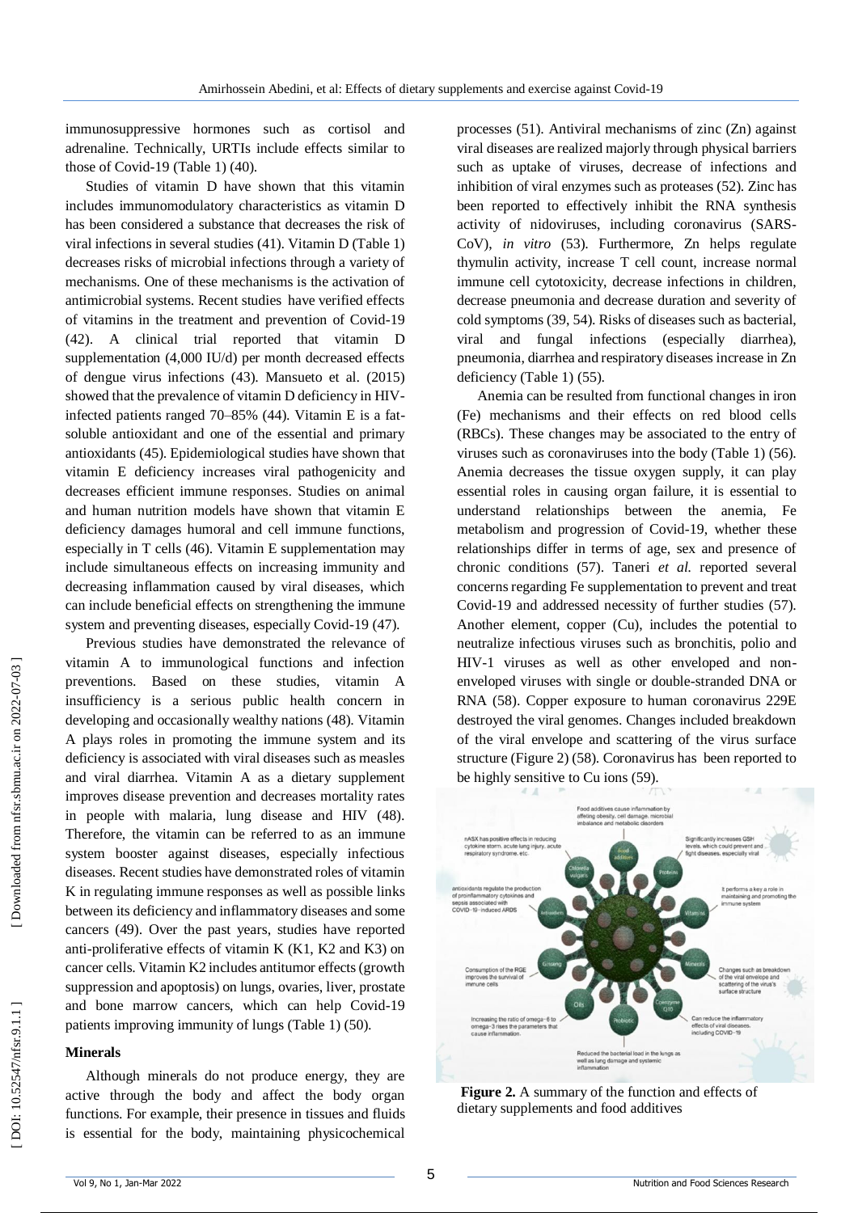immunosuppressive hormones such as cortisol and adrenaline. Technically, URTIs include effects similar to those of Covid-19 (Table 1) (40).

Studies of vitamin D have shown that this vitamin includes immunomodulatory characteristics as vitamin D has been considered a substance that decreases the risk of viral infections in several studies (41). Vitamin D (Table 1) decreases risks of microbial infections through a variety of mechanisms. One of these mechanisms is the activation of antimicrobial systems. Recent studies have verified effects of vitamins in the treatment and prevention of Covid-19 (42). A clinical trial reported that vitamin D supplementation (4,000 IU/d) per month decreased effects of dengue virus infections (43). Mansueto et al. (2015) showed that the prevalence of vitamin D deficiency in HIV-infected patients ranged 70–85% (44). Vitamin E is a fat-soluble antioxidant and one of the essential and primary antioxidants (45). Epidemiological studies have shown that vitamin E deficiency increases viral pathogenicity and decreases efficient immune responses. Studies on animal and human nutrition models have shown that vitamin E deficiency damages humoral and cell immune functions, especially in T cells (46). Vitamin E supplementation may include simultaneous effects on increasing immunity and decreasing inflammation caused by viral diseases, which can include beneficial effects on strengthening the immune system and preventing diseases, especially Covid-19 (47).

Previous studies have demonstrated the relevance of vitamin A to immunological functions and infection preventions. Based on these studies, vitamin A insufficiency is a serious public health concern in developing and occasionally wealthy nations (48). Vitamin A plays roles in promoting the immune system and its deficiency is associated with viral diseases such as measles and viral diarrhea. Vitamin A as a dietary supplement improves disease prevention and decreases mortality rates in people with malaria, lung disease and HIV (48). Therefore, the vitamin can be referred to as an immune system booster against diseases, especially infectious diseases. Recent studies have demonstrated roles of vitamin K in regulating immune responses as well as possible links between its deficiency and inflammatory diseases and some cancers (49). Over the past years, studies have reported anti-proliferative effects of vitamin K (K1, K2 and K3) on cancer cells. Vitamin K2 includes antitumor effects (growth suppression and apoptosis) on lungs, ovaries, liver, prostate and bone marrow cancers, which can help Covid-19 patients improving immunity of lungs (Table 1) (50).

## Minerals

Although minerals do not produce energy, they are active through the body and affect the body organ functions. For example, their presence in tissues and fluids is essential for the body, maintaining physicochemical processes (51). Antiviral mechanisms of zinc (Zn) against viral diseases are realized majorly through physical barriers such as uptake of viruses, decrease of infections and inhibition of viral enzymes such as proteases (52). Zinc has been reported to effectively inhibit the RNA synthesis activity of nidoviruses, including coronavirus (SARS-CoV), *in vitro* (53). Furthermore, Zn helps regulate thymulin activity, increase T cell count, increase normal immune cell cytotoxicity, decrease infections in children, decrease pneumonia and decrease duration and severity of cold symptoms (39, 54). Risks of diseases such as bacterial, viral and fungal infections (especially diarrhea), pneumonia, diarrhea and respiratory diseases increase in Zn deficiency (Table 1) (55).

Anemia can be resulted from functional changes in iron (Fe) mechanisms and their effects on red blood cells (RBCs). These changes may be associated to the entry of viruses such as coronaviruses into the body (Table 1) (56). Anemia decreases the tissue oxygen supply, it can play essential roles in causing organ failure, it is essential to understand relationships between the anemia, Fe metabolism and progression of Covid-19, whether these relationships differ in terms of age, sex and presence of chronic conditions (57). Taneri *et al.* reported several concerns regarding Fe supplementation to prevent and treat Covid-19 and addressed necessity of further studies (57). Another element, copper (Cu), includes the potential to neutralize infectious viruses such as bronchitis, polio and HIV-1 viruses as well as other enveloped and non-enveloped viruses with single or double-stranded DNA or RNA (58). Copper exposure to human coronavirus 229E destroyed the viral genomes. Changes included breakdown of the viral envelope and scattering of the virus surface structure (Figure 2) (58). Coronavirus has been reported to be highly sensitive to Cu ions (59).

**Figure 2.** A summary of the function and effects of dietary supplements and food additives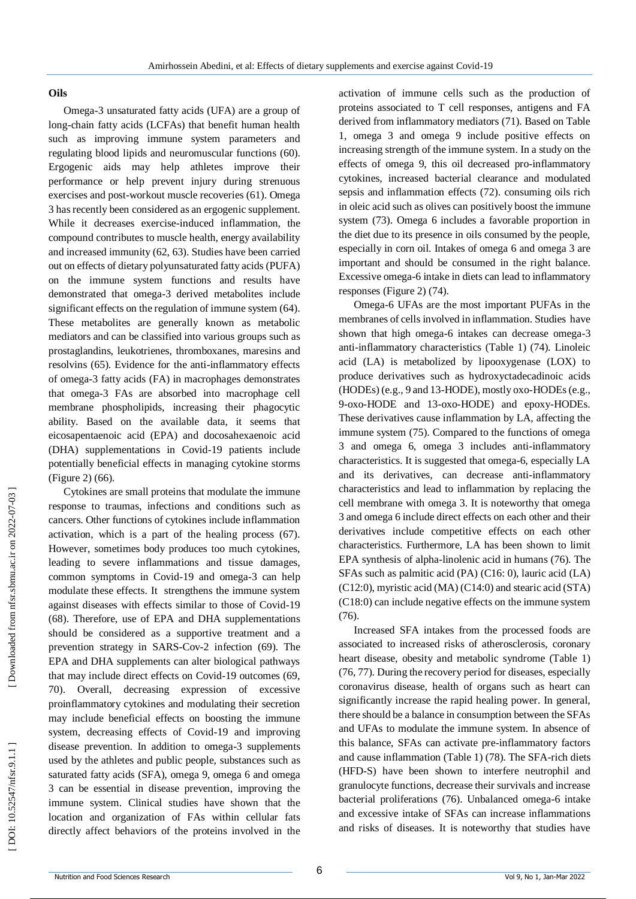**Oils**

Omega-3 unsaturated fatty acids (UFA) are a group of long-chain fatty acids (LCFAs) that benefit human health such as improving immune system parameters and regulating blood lipids and neuromuscular functions (60). Ergogenic aids may help athletes improve their performance or help prevent injury during strenuous exercises and post-workout muscle recoveries (61). Omega 3 has recently been considered as an ergogenic supplement. While it decreases exercise-induced inflammation, the compound contributes to muscle health, energy availability and increased immunity (62, 63). Studies have been carried out on effects of dietary polyunsaturated fatty acids (PUFA) on the immune system functions and results have demonstrated that omega-3 derived metabolites include significant effects on the regulation of immune system (64). These metabolites are generally known as metabolic mediators and can be classified into various groups such as prostaglandins, leukotrienes, thromboxanes, maresins and resolvins (65). Evidence for the anti-inflammatory effects of omega-3 fatty acids (FA) in macrophages demonstrates that omega-3 FAs are absorbed into macrophage cell membrane phospholipids, increasing their phagocytic ability. Based on the available data, it seems that eicosapentaenoic acid (EPA) and docosahexaenoic acid (DHA) supplementations in Covid-19 patients include potentially beneficial effects in managing cytokine storms (Figure 2) (66).

Cytokines are small proteins that modulate the immune response to traumas, infections and conditions such as cancers. Other functions of cytokines include inflammation activation, which is a part of the healing process (67). However, sometimes body produces too much cytokines, leading to severe inflammations and tissue damages, common symptoms in Covid-19 and omega-3 can help modulate these effects. It strengthens the immune system against diseases with effects similar to those of Covid-19 (68). Therefore, use of EPA and DHA supplementations should be considered as a supportive treatment and a prevention strategy in SARS-Cov-2 infection (69). The EPA and DHA supplements can alter biological pathways that may include direct effects on Covid-19 outcomes (69, 70). Overall, decreasing expression of excessive proinflammatory cytokines and modulating their secretion may include beneficial effects on boosting the immune system, decreasing effects of Covid-19 and improving disease prevention. In addition to omega-3 supplements used by the athletes and public people, substances such as saturated fatty acids (SFA), omega 9, omega 6 and omega 3 can be essential in disease prevention, improving the immune system. Clinical studies have shown that the location and organization of FAs within cellular fats directly affect behaviors of the proteins involved in the activation of immune cells such as the production of proteins associated to T cell responses, antigens and FA derived from inflammatory mediators (71). Based on Table 1, omega 3 and omega 9 include positive effects on increasing strength of the immune system. In a study on the effects of omega 9, this oil decreased pro-inflammatory cytokines, increased bacterial clearance and modulated sepsis and inflammation effects (72). consuming oils rich in oleic acid such as olives can positively boost the immune system (73). Omega 6 includes a favorable proportion in the diet due to its presence in oils consumed by the people, especially in corn oil. Intakes of omega 6 and omega 3 are important and should be consumed in the right balance. Excessive omega-6 intake in diets can lead to inflammatory responses (Figure 2) (74).

Omega-6 UFAs are the most important PUFAs in the membranes of cells involved in inflammation. Studies have shown that high omega-6 intakes can decrease omega-3 anti-inflammatory characteristics (Table 1) (74). Linoleic acid (LA) is metabolized by lipooxygenase (LOX) to produce derivatives such as hydroxyctadecadinoic acids (HODEs) (e.g., 9 and 13-HODE), mostly oxo-HODEs (e.g., 9-oxo-HODE and 13-oxo-HODE) and epoxy-HODEs. These derivatives cause inflammation by LA, affecting the immune system (75). Compared to the functions of omega 3 and omega 6, omega 3 includes anti-inflammatory characteristics. It is suggested that omega-6, especially LA and its derivatives, can decrease anti-inflammatory characteristics and lead to inflammation by replacing the cell membrane with omega 3. It is noteworthy that omega 3 and omega 6 include direct effects on each other and their derivatives include competitive effects on each other characteristics. Furthermore, LA has been shown to limit EPA synthesis of alpha-linolenic acid in humans (76). The SFAs such as palmitic acid (PA) (C16: 0), lauric acid (LA) (C12:0), myristic acid (MA) (C14:0) and stearic acid (STA) (C18:0) can include negative effects on the immune system (76).

Increased SFA intakes from the processed foods are associated to increased risks of atherosclerosis, coronary heart disease, obesity and metabolic syndrome (Table 1) (76, 77). During the recovery period for diseases, especially coronavirus disease, health of organs such as heart can significantly increase the rapid healing power. In general, there should be a balance in consumption between the SFAs and UFAs to modulate the immune system. In absence of this balance, SFAs can activate pre-inflammatory factors and cause inflammation (Table 1) (78). The SFA-rich diets (HFD-S) have been shown to interfere neutrophil and granulocyte functions, decrease their survivals and increase bacterial proliferations (76). Unbalanced omega-6 intake and excessive intake of SFAs can increase inflammations and risks of diseases. It is noteworthy that studies have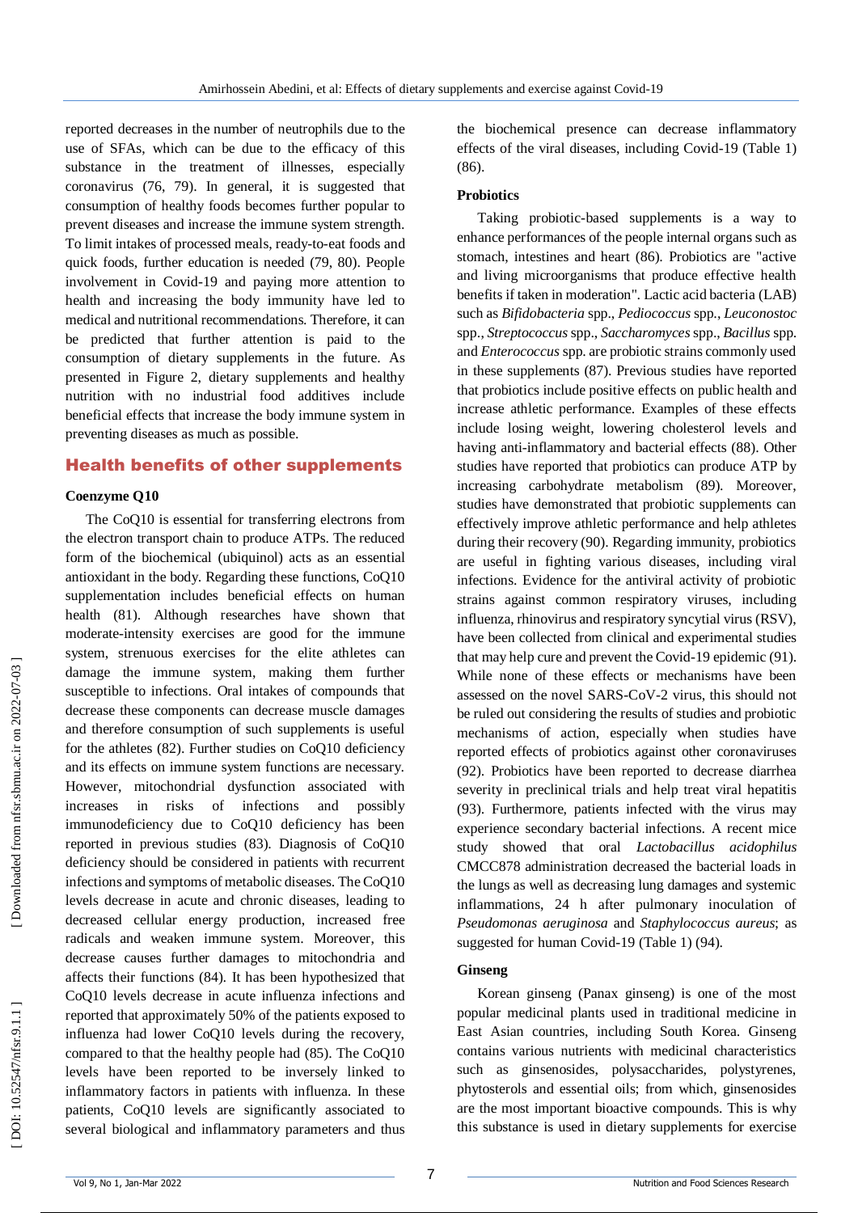reported decreases in the number of neutrophils due to the use of SFAs, which can be due to the efficacy of this substance in the treatment of illnesses, especially coronavirus (76, 79). In general, it is suggested that consumption of healthy foods becomes further popular to prevent diseases and increase the immune system strength. To limit intakes of processed meals, ready-to-eat foods and quick foods, further education is needed (79, 80). People involvement in Covid-19 and paying more attention to health and increasing the body immunity have led to medical and nutritional recommendations. Therefore, it can be predicted that further attention is paid to the consumption of dietary supplements in the future. As presented in Figure 2, dietary supplements and healthy nutrition with no industrial food additives include beneficial effects that increase the body immune system in preventing diseases as much as possible.

## Health benefits of other supplements

### Coenzyme Q10

The CoQ10 is essential for transferring electrons from the electron transport chain to produce ATPs. The reduced form of the biochemical (ubiquinol) acts as an essential antioxidant in the body. Regarding these functions, CoQ10 supplementation includes beneficial effects on human health (81). Although researches have shown that moderate-intensity exercises are good for the immune system, strenuous exercises for the elite athletes can damage the immune system, making them further susceptible to infections. Oral intakes of compounds that decrease these components can decrease muscle damages and therefore consumption of such supplements is useful for the athletes (82). Further studies on CoQ10 deficiency and its effects on immune system functions are necessary. However, mitochondrial dysfunction associated with increases in risks of infections and possibly immunodeficiency due to CoQ10 deficiency has been reported in previous studies (83). Diagnosis of CoQ10 deficiency should be considered in patients with recurrent infections and symptoms of metabolic diseases. The CoQ10 levels decrease in acute and chronic diseases, leading to decreased cellular energy production, increased free radicals and weaken immune system. Moreover, this decrease causes further damages to mitochondria and affects their functions (84). It has been hypothesized that CoQ10 levels decrease in acute influenza infections and reported that approximately 50% of the patients exposed to influenza had lower CoQ10 levels during the recovery, compared to that the healthy people had (85). The CoQ10 levels have been reported to be inversely linked to inflammatory factors in patients with influenza. In these patients, CoQ10 levels are significantly associated to several biological and inflammatory parameters and thus the biochemical presence can decrease inflammatory effects of the viral diseases, including Covid-19 (Table 1) (86).

### Probiotics

Taking probiotic-based supplements is a way to enhance performances of the people internal organs such as stomach, intestines and heart (86). Probiotics are "active and living microorganisms that produce effective health benefits if taken in moderation". Lactic acid bacteria (LAB) such as *Bifidobacteria* spp., *Pediococcus* spp., *Leuconostoc* spp., *Streptococcus* spp., *Saccharomyces* spp., *Bacillus* spp. and *Enterococcus* spp. are probiotic strains commonly used in these supplements (87). Previous studies have reported that probiotics include positive effects on public health and increase athletic performance. Examples of these effects include losing weight, lowering cholesterol levels and having anti-inflammatory and bacterial effects (88). Other studies have reported that probiotics can produce ATP by increasing carbohydrate metabolism (89). Moreover, studies have demonstrated that probiotic supplements can effectively improve athletic performance and help athletes during their recovery (90). Regarding immunity, probiotics are useful in fighting various diseases, including viral infections. Evidence for the antiviral activity of probiotic strains against common respiratory viruses, including influenza, rhinovirus and respiratory syncytial virus (RSV), have been collected from clinical and experimental studies that may help cure and prevent the Covid-19 epidemic (91). While none of these effects or mechanisms have been assessed on the novel SARS-CoV-2 virus, this should not be ruled out considering the results of studies and probiotic mechanisms of action, especially when studies have reported effects of probiotics against other coronaviruses (92). Probiotics have been reported to decrease diarrhea severity in preclinical trials and help treat viral hepatitis (93). Furthermore, patients infected with the virus may experience secondary bacterial infections. A recent mice study showed that oral *Lactobacillus acidophilus* CMCC878 administration decreased the bacterial loads in the lungs as well as decreasing lung damages and systemic inflammations, 24 h after pulmonary inoculation of *Pseudomonas aeruginosa* and *Staphylococcus aureus*; as suggested for human Covid-19 (Table 1) (94).

### Ginseng

Korean ginseng (Panax ginseng) is one of the most popular medicinal plants used in traditional medicine in East Asian countries, including South Korea. Ginseng contains various nutrients with medicinal characteristics such as ginsenosides, polysaccharides, polystyrenes, phytosterols and essential oils; from which, ginsenosides are the most important bioactive compounds. This is why this substance is used in dietary supplements for exercise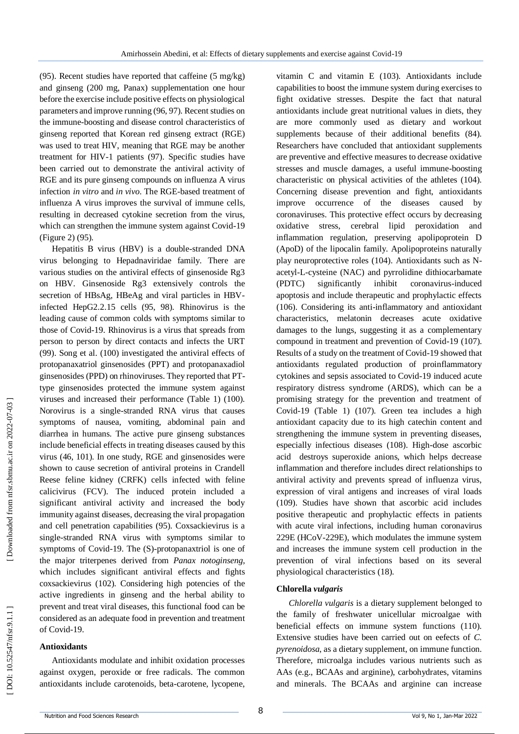(95). Recent studies have reported that caffeine (5 mg/kg) and ginseng (200 mg, Panax) supplementation one hour before the exercise include positive effects on physiological parameters and improve running (96, 97). Recent studies on the immune-boosting and disease control characteristics of ginseng reported that Korean red ginseng extract (RGE) was used to treat HIV, meaning that RGE may be another treatment for HIV-1 patients (97). Specific studies have been carried out to demonstrate the antiviral activity of RGE and its pure ginseng compounds on influenza A virus infection *in vitro* and *in vivo*. The RGE-based treatment of influenza A virus improves the survival of immune cells, resulting in decreased cytokine secretion from the virus, which can strengthen the immune system against Covid-19 (Figure 2) (95).

Hepatitis B virus (HBV) is a double-stranded DNA virus belonging to Hepadnaviridae family. There are various studies on the antiviral effects of ginsenoside Rg3 on HBV. Ginsenoside Rg3 extensively controls the secretion of HBsAg, HBeAg and viral particles in HBV-infected HepG2.2.15 cells (95, 98). Rhinovirus is the leading cause of common colds with symptoms similar to those of Covid-19. Rhinovirus is a virus that spreads from person to person by direct contacts and infects the URT (99). Song et al. (100) investigated the antiviral effects of protopanaxatriol ginsenosides (PPT) and protopanaxadiol ginsenosides (PPD) on rhinoviruses. They reported that PT-type ginsenosides protected the immune system against viruses and increased their performance (Table 1) (100). Norovirus is a single-stranded RNA virus that causes symptoms of nausea, vomiting, abdominal pain and diarrhea in humans. The active pure ginseng substances include beneficial effects in treating diseases caused by this virus (46, 101). In one study, RGE and ginsenosides were shown to cause secretion of antiviral proteins in Crandell Reese feline kidney (CRFK) cells infected with feline calicivirus (FCV). The induced protein included a significant antiviral activity and increased the body immunity against diseases, decreasing the viral propagation and cell penetration capabilities (95). Coxsackievirus is a single-stranded RNA virus with symptoms similar to symptoms of Covid-19. The (S)-protopanaxtriol is one of the major triterpenes derived from *Panax notoginseng*, which includes significant antiviral effects and fights coxsackievirus (102). Considering high potencies of the active ingredients in ginseng and the herbal ability to prevent and treat viral diseases, this functional food can be considered as an adequate food in prevention and treatment of Covid-19.

**Antioxidants**

Antioxidants modulate and inhibit oxidation processes against oxygen, peroxide or free radicals. The common antioxidants include carotenoids, beta-carotene, lycopene, vitamin C and vitamin E (103). Antioxidants include capabilities to boost the immune system during exercises to fight oxidative stresses. Despite the fact that natural antioxidants include great nutritional values in diets, they are more commonly used as dietary and workout supplements because of their additional benefits (84). Researchers have concluded that antioxidant supplements are preventive and effective measures to decrease oxidative stresses and muscle damages, a useful immune-boosting characteristic on physical activities of the athletes (104). Concerning disease prevention and fight, antioxidants improve occurrence of the diseases caused by coronaviruses. This protective effect occurs by decreasing oxidative stress, cerebral lipid peroxidation and inflammation regulation, preserving apolipoprotein D (ApoD) of the lipocalin family. Apolipoproteins naturally play neuroprotective roles (104). Antioxidants such as N-acetyl-L-cysteine (NAC) and pyrrolidine dithiocarbamate (PDTC) significantly inhibit coronavirus-induced apoptosis and include therapeutic and prophylactic effects (106). Considering its anti-inflammatory and antioxidant characteristics, melatonin decreases acute oxidative damages to the lungs, suggesting it as a complementary compound in treatment and prevention of Covid-19 (107). Results of a study on the treatment of Covid-19 showed that antioxidants regulated production of proinflammatory cytokines and sepsis associated to Covid-19 induced acute respiratory distress syndrome (ARDS), which can be a promising strategy for the prevention and treatment of Covid-19 (Table 1) (107). Green tea includes a high antioxidant capacity due to its high catechin content and strengthening the immune system in preventing diseases, especially infectious diseases (108). High-dose ascorbic acid destroys superoxide anions, which helps decrease inflammation and therefore includes direct relationships to antiviral activity and prevents spread of influenza virus, expression of viral antigens and increases of viral loads (109). Studies have shown that ascorbic acid includes positive therapeutic and prophylactic effects in patients with acute viral infections, including human coronavirus 229E (HCoV-229E), which modulates the immune system and increases the immune system cell production in the prevention of viral infections based on its several physiological characteristics (18).

**Chlorella *vulgaris***

*Chlorella vulgaris* is a dietary supplement belonged to the family of freshwater unicellular microalgae with beneficial effects on immune system functions (110). Extensive studies have been carried out on eefects of *C. pyrenoidosa*, as a dietary supplement, on immune function. Therefore, microalga includes various nutrients such as AAs (e.g., BCAAs and arginine), carbohydrates, vitamins and minerals. The BCAAs and arginine can increase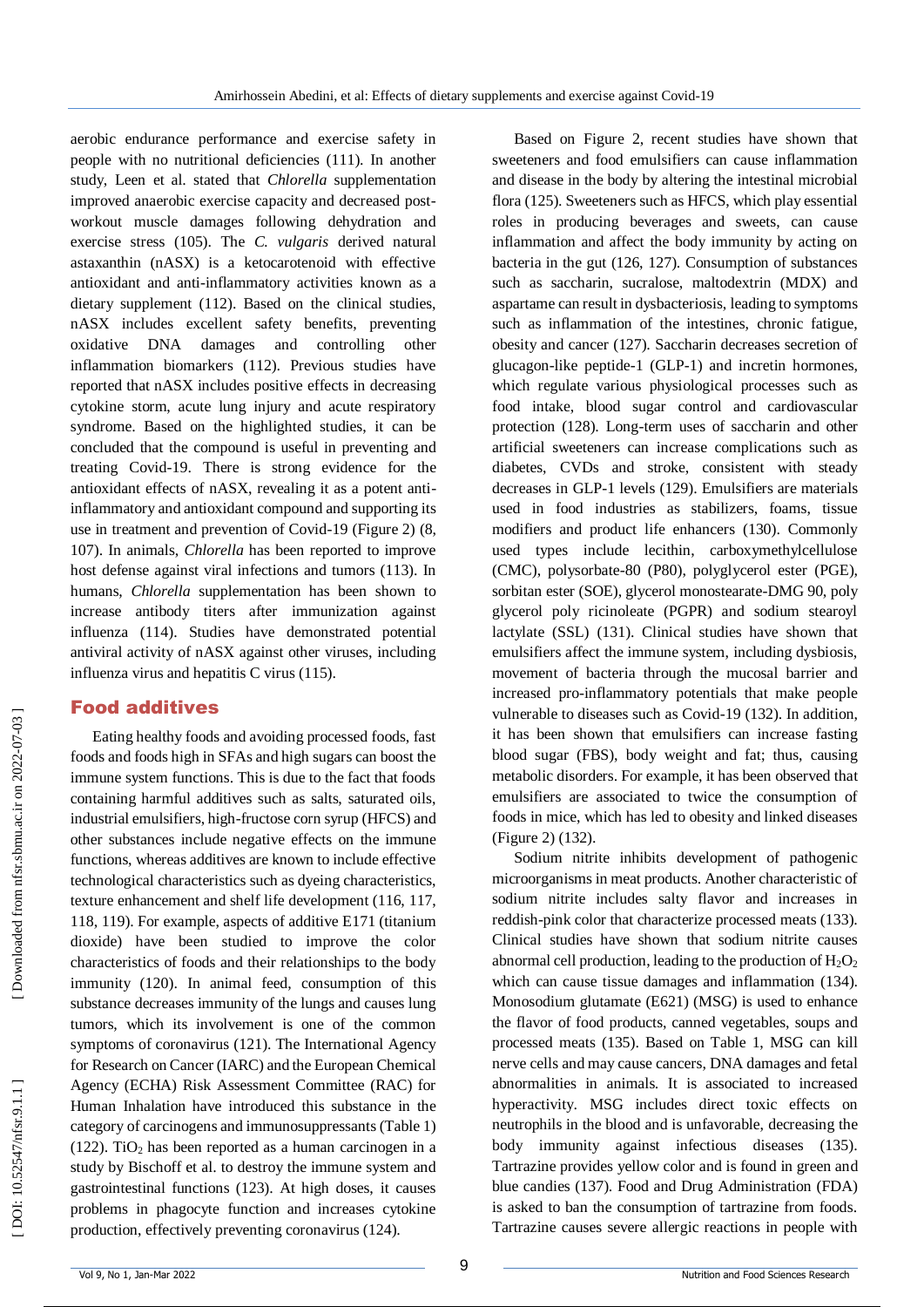aerobic endurance performance and exercise safety in people with no nutritional deficiencies (111). In another study, Leen et al. stated that *Chlorella* supplementation improved anaerobic exercise capacity and decreased post-workout muscle damages following dehydration and exercise stress (105). The *C. vulgaris* derived natural astaxanthin (nASX) is a ketocarotenoid with effective antioxidant and anti-inflammatory activities known as a dietary supplement (112). Based on the clinical studies, nASX includes excellent safety benefits, preventing oxidative DNA damages and controlling other inflammation biomarkers (112). Previous studies have reported that nASX includes positive effects in decreasing cytokine storm, acute lung injury and acute respiratory syndrome. Based on the highlighted studies, it can be concluded that the compound is useful in preventing and treating Covid-19. There is strong evidence for the antioxidant effects of nASX, revealing it as a potent anti-inflammatory and antioxidant compound and supporting its use in treatment and prevention of Covid-19 (Figure 2) (8, 107). In animals, *Chlorella* has been reported to improve host defense against viral infections and tumors (113). In humans, *Chlorella* supplementation has been shown to increase antibody titers after immunization against influenza (114). Studies have demonstrated potential antiviral activity of nASX against other viruses, including influenza virus and hepatitis C virus (115).

## Food additives

Eating healthy foods and avoiding processed foods, fast foods and foods high in SFAs and high sugars can boost the immune system functions. This is due to the fact that foods containing harmful additives such as salts, saturated oils, industrial emulsifiers, high-fructose corn syrup (HFCS) and other substances include negative effects on the immune functions, whereas additives are known to include effective technological characteristics such as dyeing characteristics, texture enhancement and shelf life development (116, 117, 118, 119). For example, aspects of additive E171 (titanium dioxide) have been studied to improve the color characteristics of foods and their relationships to the body immunity (120). In animal feed, consumption of this substance decreases immunity of the lungs and causes lung tumors, which its involvement is one of the common symptoms of coronavirus (121). The International Agency for Research on Cancer (IARC) and the European Chemical Agency (ECHA) Risk Assessment Committee (RAC) for Human Inhalation have introduced this substance in the category of carcinogens and immunosuppressants (Table 1) (122). $TiO_2$ has been reported as a human carcinogen in a study by Bischoff et al. to destroy the immune system and gastrointestinal functions (123). At high doses, it causes problems in phagocyte function and increases cytokine production, effectively preventing coronavirus (124).

Based on Figure 2, recent studies have shown that sweeteners and food emulsifiers can cause inflammation and disease in the body by altering the intestinal microbial flora (125). Sweeteners such as HFCS, which play essential roles in producing beverages and sweets, can cause inflammation and affect the body immunity by acting on bacteria in the gut (126, 127). Consumption of substances such as saccharin, sucralose, maltodextrin (MDX) and aspartame can result in dysbacteriosis, leading to symptoms such as inflammation of the intestines, chronic fatigue, obesity and cancer (127). Saccharin decreases secretion of glucagon-like peptide-1 (GLP-1) and incretin hormones, which regulate various physiological processes such as food intake, blood sugar control and cardiovascular protection (128). Long-term uses of saccharin and other artificial sweeteners can increase complications such as diabetes, CVDs and stroke, consistent with steady decreases in GLP-1 levels (129). Emulsifiers are materials used in food industries as stabilizers, foams, tissue modifiers and product life enhancers (130). Commonly used types include lecithin, carboxymethylcellulose (CMC), polysorbate-80 (P80), polyglycerol ester (PGE), sorbitan ester (SOE), glycerol monostearate-DMG 90, poly glycerol poly ricinoleate (PGPR) and sodium stearoyl lactylate (SSL) (131). Clinical studies have shown that emulsifiers affect the immune system, including dysbiosis, movement of bacteria through the mucosal barrier and increased pro-inflammatory potentials that make people vulnerable to diseases such as Covid-19 (132). In addition, it has been shown that emulsifiers can increase fasting blood sugar (FBS), body weight and fat; thus, causing metabolic disorders. For example, it has been observed that emulsifiers are associated to twice the consumption of foods in mice, which has led to obesity and linked diseases (Figure 2) (132).

Sodium nitrite inhibits development of pathogenic microorganisms in meat products. Another characteristic of sodium nitrite includes salty flavor and increases in reddish-pink color that characterize processed meats (133). Clinical studies have shown that sodium nitrite causes abnormal cell production, leading to the production of $H_2O_2$ which can cause tissue damages and inflammation (134). Monosodium glutamate (E621) (MSG) is used to enhance the flavor of food products, canned vegetables, soups and processed meats (135). Based on Table 1, MSG can kill nerve cells and may cause cancers, DNA damages and fetal abnormalities in animals. It is associated to increased hyperactivity. MSG includes direct toxic effects on neutrophils in the blood and is unfavorable, decreasing the body immunity against infectious diseases (135). Tartrazine provides yellow color and is found in green and blue candies (137). Food and Drug Administration (FDA) is asked to ban the consumption of tartrazine from foods. Tartrazine causes severe allergic reactions in people with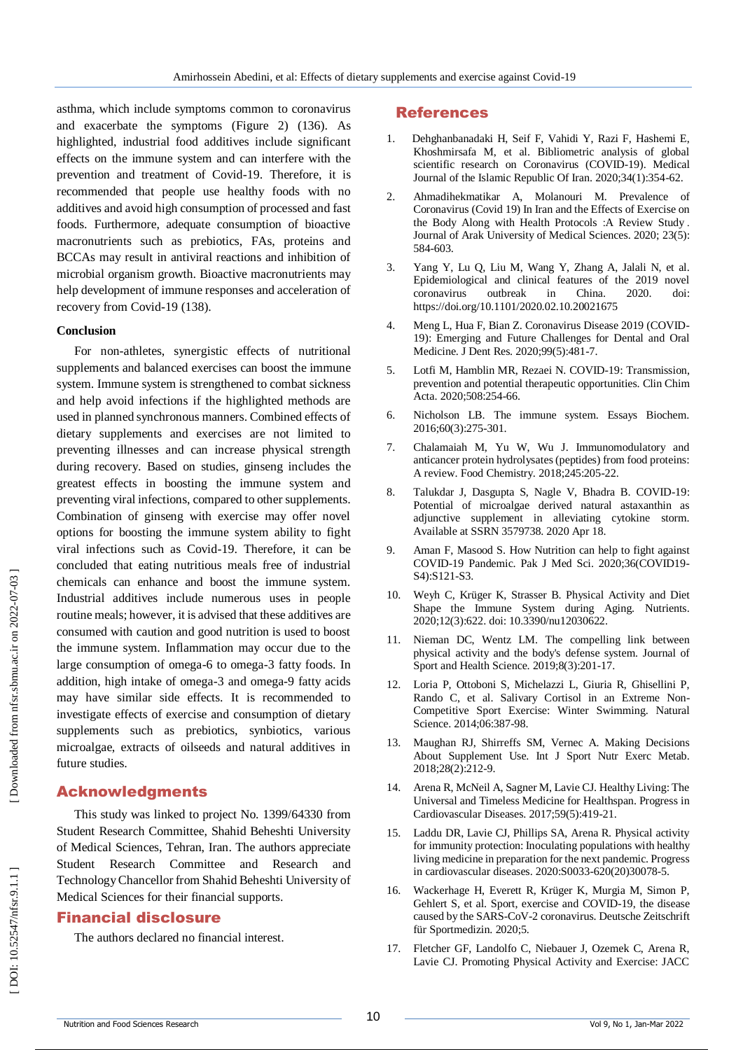asthma, which include symptoms common to coronavirus and exacerbate the symptoms (Figure 2) (136). As highlighted, industrial food additives include significant effects on the immune system and can interfere with the prevention and treatment of Covid-19. Therefore, it is recommended that people use healthy foods with no additives and avoid high consumption of processed and fast foods. Furthermore, adequate consumption of bioactive macronutrients such as prebiotics, FAs, proteins and BCCAs may result in antiviral reactions and inhibition of microbial organism growth. Bioactive macronutrients may help development of immune responses and acceleration of recovery from Covid-19 (138).

**Conclusion**

For non-athletes, synergistic effects of nutritional supplements and balanced exercises can boost the immune system. Immune system is strengthened to combat sickness and help avoid infections if the highlighted methods are used in planned synchronous manners. Combined effects of dietary supplements and exercises are not limited to preventing illnesses and can increase physical strength during recovery. Based on studies, ginseng includes the greatest effects in boosting the immune system and preventing viral infections, compared to other supplements. Combination of ginseng with exercise may offer novel options for boosting the immune system ability to fight viral infections such as Covid-19. Therefore, it can be concluded that eating nutritious meals free of industrial chemicals can enhance and boost the immune system. Industrial additives include numerous uses in people routine meals; however, it is advised that these additives are consumed with caution and good nutrition is used to boost the immune system. Inflammation may occur due to the large consumption of omega-6 to omega-3 fatty foods. In addition, high intake of omega-3 and omega-9 fatty acids may have similar side effects. It is recommended to investigate effects of exercise and consumption of dietary supplements such as prebiotics, synbiotics, various microalgae, extracts of oilseeds and natural additives in future studies.

## Acknowledgments

This study was linked to project No. 1399/64330 from Student Research Committee, Shahid Beheshti University of Medical Sciences, Tehran, Iran. The authors appreciate Student Research Committee and Research and Technology Chancellor from Shahid Beheshti University of Medical Sciences for their financial supports.

## Financial disclosure

The authors declared no financial interest.

## References

1. Dehghanbanadaki H, Seif F, Vahidi Y, Razi F, Hashemi E, Khoshmirsafa M, et al. Bibliometric analysis of global scientific research on Coronavirus (COVID-19). Medical Journal of the Islamic Republic Of Iran. 2020;34(1):354-62.
2. Ahmadihekmatikar A, Molanouri M. Prevalence of Coronavirus (Covid 19) In Iran and the Effects of Exercise on the Body Along with Health Protocols :A Review Study . Journal of Arak University of Medical Sciences. 2020; 23(5): 584-603.
3. Yang Y, Lu Q, Liu M, Wang Y, Zhang A, Jalali N, et al. Epidemiological and clinical features of the 2019 novel coronavirus outbreak in China. 2020. doi: https://doi.org/10.1101/2020.02.10.20021675
4. Meng L, Hua F, Bian Z. Coronavirus Disease 2019 (COVID-19): Emerging and Future Challenges for Dental and Oral Medicine. J Dent Res. 2020;99(5):481-7.
5. Lotfi M, Hamblin MR, Rezaei N. COVID-19: Transmission, prevention and potential therapeutic opportunities. Clin Chim Acta. 2020;508:254-66.
6. Nicholson LB. The immune system. Essays Biochem. 2016;60(3):275-301.
7. Chalamaiah M, Yu W, Wu J. Immunomodulatory and anticancer protein hydrolysates (peptides) from food proteins: A review. Food Chemistry. 2018;245:205-22.
8. Talukdar J, Dasgupta S, Nagle V, Bhadra B. COVID-19: Potential of microalgae derived natural astaxanthin as adjunctive supplement in alleviating cytokine storm. Available at SSRN 3579738. 2020 Apr 18.
9. Aman F, Masood S. How Nutrition can help to fight against COVID-19 Pandemic. Pak J Med Sci. 2020;36(COVID19-S4):S121-S3.
10. Weyh C, Krüger K, Strasser B. Physical Activity and Diet Shape the Immune System during Aging. Nutrients. 2020;12(3):622. doi: 10.3390/nu12030622.
11. Nieman DC, Wentz LM. The compelling link between physical activity and the body's defense system. Journal of Sport and Health Science. 2019;8(3):201-17.
12. Loria P, Ottoboni S, Michelazzi L, Giuria R, Ghisellini P, Rando C, et al. Salivary Cortisol in an Extreme Non-Competitive Sport Exercise: Winter Swimming. Natural Science. 2014;06:387-98.
13. Maughan RJ, Shirreffs SM, Vernec A. Making Decisions About Supplement Use. Int J Sport Nutr Exerc Metab. 2018;28(2):212-9.
14. Arena R, McNeil A, Sagner M, Lavie CJ. Healthy Living: The Universal and Timeless Medicine for Healthspan. Progress in Cardiovascular Diseases. 2017;59(5):419-21.
15. Laddu DR, Lavie CJ, Phillips SA, Arena R. Physical activity for immunity protection: Inoculating populations with healthy living medicine in preparation for the next pandemic. Progress in cardiovascular diseases. 2020:S0033-620(20)30078-5.
16. Wackerhage H, Everett R, Krüger K, Murgia M, Simon P, Gehlert S, et al. Sport, exercise and COVID-19, the disease caused by the SARS-CoV-2 coronavirus. Deutsche Zeitschrift für Sportmedizin. 2020;5.
17. Fletcher GF, Landolfo C, Niebauer J, Ozemek C, Arena R, Lavie CJ. Promoting Physical Activity and Exercise: JACC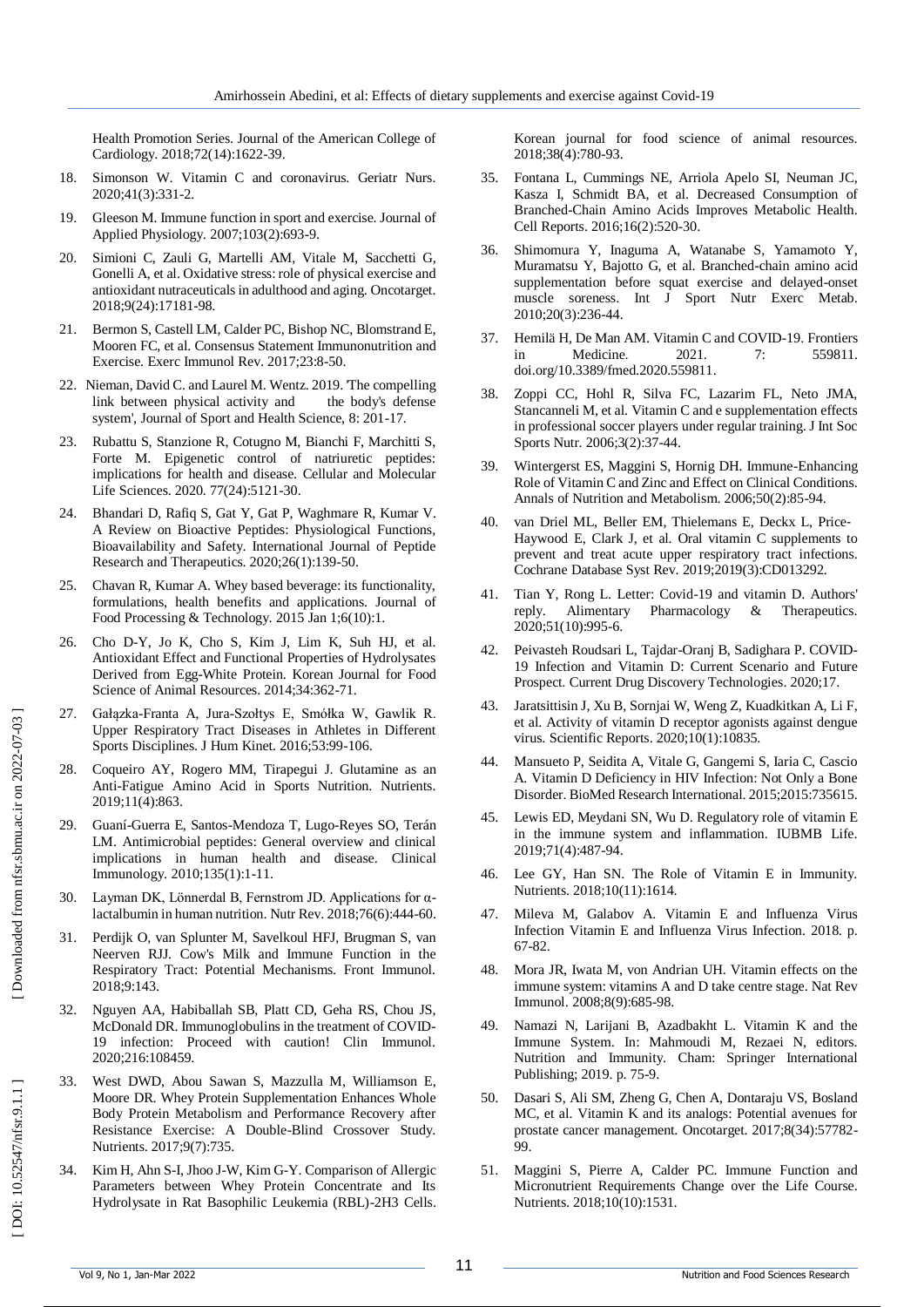Health Promotion Series. Journal of the American College of Cardiology. 2018;72(14):1622-39.

18. Simonson W. Vitamin C and coronavirus. Geriatr Nurs. 2020;41(3):331-2.
19. Gleeson M. Immune function in sport and exercise. Journal of Applied Physiology. 2007;103(2):693-9.
20. Simioni C, Zauli G, Martelli AM, Vitale M, Sacchetti G, Gonelli A, et al. Oxidative stress: role of physical exercise and antioxidant nutraceuticals in adulthood and aging. Oncotarget. 2018;9(24):17181-98.
21. Bermon S, Castell LM, Calder PC, Bishop NC, Blomstrand E, Mooren FC, et al. Consensus Statement Immunonutrition and Exercise. Exerc Immunol Rev. 2017;23:8-50.
22. Nieman, David C. and Laurel M. Wentz. 2019. 'The compelling link between physical activity and the body's defense system', Journal of Sport and Health Science, 8: 201-17.
23. Rubattu S, Stanzione R, Cotugno M, Bianchi F, Marchitti S, Forte M. Epigenetic control of natriuretic peptides: implications for health and disease. Cellular and Molecular Life Sciences. 2020. 77(24):5121-30.
24. Bhandari D, Rafiq S, Gat Y, Gat P, Waghmare R, Kumar V. A Review on Bioactive Peptides: Physiological Functions, Bioavailability and Safety. International Journal of Peptide Research and Therapeutics. 2020;26(1):139-50.
25. Chavan R, Kumar A. Whey based beverage: its functionality, formulations, health benefits and applications. Journal of Food Processing & Technology. 2015 Jan 1;6(10):1.
26. Cho D-Y, Jo K, Cho S, Kim J, Lim K, Suh HJ, et al. Antioxidant Effect and Functional Properties of Hydrolysates Derived from Egg-White Protein. Korean Journal for Food Science of Animal Resources. 2014;34:362-71.
27. Gałązka-Franta A, Jura-Szołtys E, Smółka W, Gawlik R. Upper Respiratory Tract Diseases in Athletes in Different Sports Disciplines. J Hum Kinet. 2016;53:99-106.
28. Coqueiro AY, Rogero MM, Tirapegui J. Glutamine as an Anti-Fatigue Amino Acid in Sports Nutrition. Nutrients. 2019;11(4):863.
29. Guaní-Guerra E, Santos-Mendoza T, Lugo-Reyes SO, Terán LM. Antimicrobial peptides: General overview and clinical implications in human health and disease. Clinical Immunology. 2010;135(1):1-11.
30. Layman DK, Lönnerdal B, Fernstrom JD. Applications for α-lactalbumin in human nutrition. Nutr Rev. 2018;76(6):444-60.
31. Perdijk O, van Splunter M, Savelkoul HFJ, Brugman S, van Neerven RJJ. Cow's Milk and Immune Function in the Respiratory Tract: Potential Mechanisms. Front Immunol. 2018;9:143.
32. Nguyen AA, Habiballah SB, Platt CD, Geha RS, Chou JS, McDonald DR. Immunoglobulins in the treatment of COVID-19 infection: Proceed with caution! Clin Immunol. 2020;216:108459.
33. West DWD, Abou Sawan S, Mazzulla M, Williamson E, Moore DR. Whey Protein Supplementation Enhances Whole Body Protein Metabolism and Performance Recovery after Resistance Exercise: A Double-Blind Crossover Study. Nutrients. 2017;9(7):735.
34. Kim H, Ahn S-I, Jhoo J-W, Kim G-Y. Comparison of Allergic Parameters between Whey Protein Concentrate and Its Hydrolysate in Rat Basophilic Leukemia (RBL)-2H3 Cells. Korean journal for food science of animal resources. 2018;38(4):780-93.
35. Fontana L, Cummings NE, Arriola Apelo SI, Neuman JC, Kasza I, Schmidt BA, et al. Decreased Consumption of Branched-Chain Amino Acids Improves Metabolic Health. Cell Reports. 2016;16(2):520-30.
36. Shimomura Y, Inaguma A, Watanabe S, Yamamoto Y, Muramatsu Y, Bajotto G, et al. Branched-chain amino acid supplementation before squat exercise and delayed-onset muscle soreness. Int J Sport Nutr Exerc Metab. 2010;20(3):236-44.
37. Hemilä H, De Man AM. Vitamin C and COVID-19. Frontiers in Medicine. 2021. 7: 559811. doi.org/10.3389/fmed.2020.559811.
38. Zoppi CC, Hohl R, Silva FC, Lazarim FL, Neto JMA, Stancanneli M, et al. Vitamin C and e supplementation effects in professional soccer players under regular training. J Int Soc Sports Nutr. 2006;3(2):37-44.
39. Wintergerst ES, Maggini S, Hornig DH. Immune-Enhancing Role of Vitamin C and Zinc and Effect on Clinical Conditions. Annals of Nutrition and Metabolism. 2006;50(2):85-94.
40. van Driel ML, Beller EM, Thielemans E, Deckx L, Price-Haywood E, Clark J, et al. Oral vitamin C supplements to prevent and treat acute upper respiratory tract infections. Cochrane Database Syst Rev. 2019;2019(3):CD013292.
41. Tian Y, Rong L. Letter: Covid-19 and vitamin D. Authors' reply. Alimentary Pharmacology & Therapeutics. 2020;51(10):995-6.
42. Peivasteh Roudsari L, Tajdar-Oranj B, Sadighara P. COVID-19 Infection and Vitamin D: Current Scenario and Future Prospect. Current Drug Discovery Technologies. 2020;17.
43. Jaratsittisin J, Xu B, Sornjai W, Weng Z, Kuadkitkan A, Li F, et al. Activity of vitamin D receptor agonists against dengue virus. Scientific Reports. 2020;10(1):10835.
44. Mansueto P, Seidita A, Vitale G, Gangemi S, Iaria C, Cascio A. Vitamin D Deficiency in HIV Infection: Not Only a Bone Disorder. BioMed Research International. 2015;2015:735615.
45. Lewis ED, Meydani SN, Wu D. Regulatory role of vitamin E in the immune system and inflammation. IUBMB Life. 2019;71(4):487-94.
46. Lee GY, Han SN. The Role of Vitamin E in Immunity. Nutrients. 2018;10(11):1614.
47. Mileva M, Galabov A. Vitamin E and Influenza Virus Infection Vitamin E and Influenza Virus Infection. 2018. p. 67-82.
48. Mora JR, Iwata M, von Andrian UH. Vitamin effects on the immune system: vitamins A and D take centre stage. Nat Rev Immunol. 2008;8(9):685-98.
49. Namazi N, Larijani B, Azadbakht L. Vitamin K and the Immune System. In: Mahmoudi M, Rezaei N, editors. Nutrition and Immunity. Cham: Springer International Publishing; 2019. p. 75-9.
50. Dasari S, Ali SM, Zheng G, Chen A, Dontaraju VS, Bosland MC, et al. Vitamin K and its analogs: Potential avenues for prostate cancer management. Oncotarget. 2017;8(34):57782-99.
51. Maggini S, Pierre A, Calder PC. Immune Function and Micronutrient Requirements Change over the Life Course. Nutrients. 2018;10(10):1531.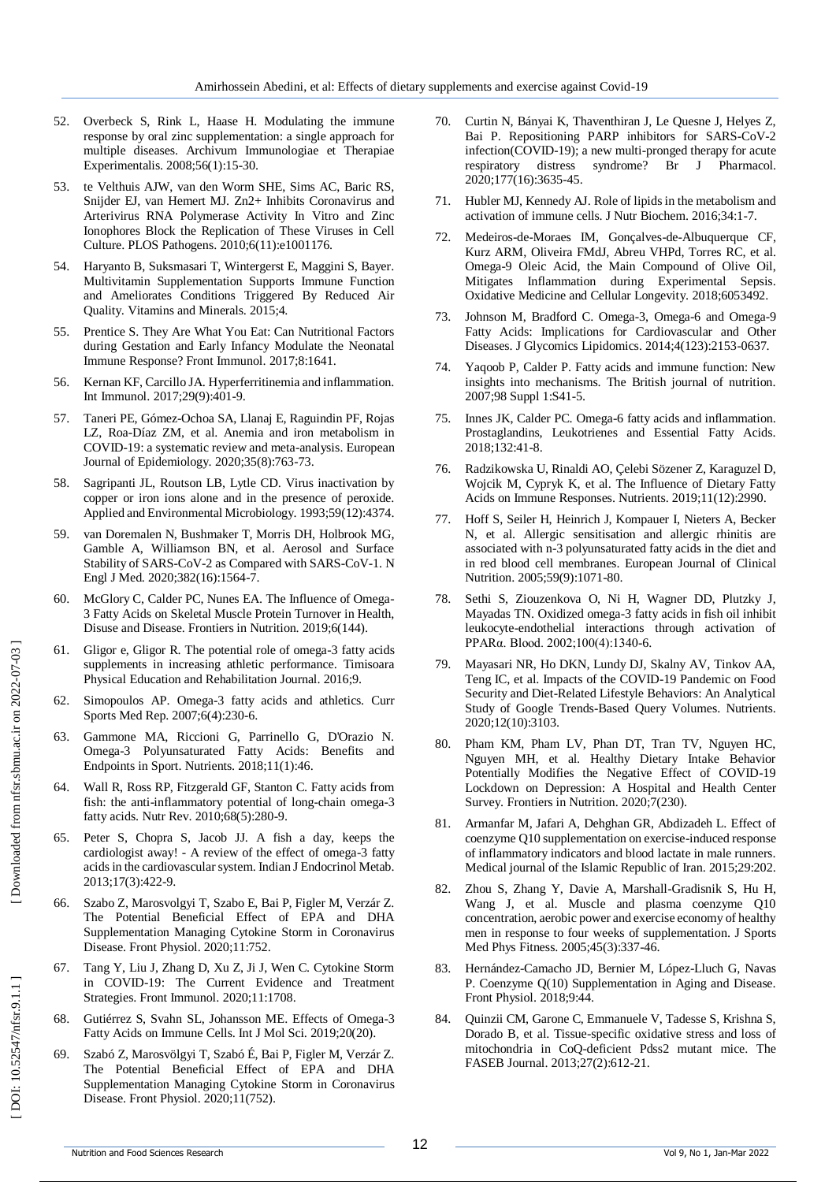52. Overbeck S, Rink L, Haase H. Modulating the immune response by oral zinc supplementation: a single approach for multiple diseases. Archivum Immunologiae et Therapiae Experimentalis. 2008;56(1):15-30.

53. te Velthuis AJW, van den Worm SHE, Sims AC, Baric RS, Snijder EJ, van Hemert MJ. Zn2+ Inhibits Coronavirus and Arterivirus RNA Polymerase Activity In Vitro and Zinc Ionophores Block the Replication of These Viruses in Cell Culture. PLOS Pathogens. 2010;6(11):e1001176.

54. Haryanto B, Suksmasari T, Wintergerst E, Maggini S, Bayer. Multivitamin Supplementation Supports Immune Function and Ameliorates Conditions Triggered By Reduced Air Quality. Vitamins and Minerals. 2015;4.

55. Prentice S. They Are What You Eat: Can Nutritional Factors during Gestation and Early Infancy Modulate the Neonatal Immune Response? Front Immunol. 2017;8:1641.

56. Kernan KF, Carcillo JA. Hyperferritinemia and inflammation. Int Immunol. 2017;29(9):401-9.

57. Taneri PE, Gómez-Ochoa SA, Llanaj E, Raguindin PF, Rojas LZ, Roa-Díaz ZM, et al. Anemia and iron metabolism in COVID-19: a systematic review and meta-analysis. European Journal of Epidemiology. 2020;35(8):763-73.

58. Sagripanti JL, Routson LB, Lytle CD. Virus inactivation by copper or iron ions alone and in the presence of peroxide. Applied and Environmental Microbiology. 1993;59(12):4374.

59. van Doremalen N, Bushmaker T, Morris DH, Holbrook MG, Gamble A, Williamson BN, et al. Aerosol and Surface Stability of SARS-CoV-2 as Compared with SARS-CoV-1. N Engl J Med. 2020;382(16):1564-7.

60. McGlory C, Calder PC, Nunes EA. The Influence of Omega-3 Fatty Acids on Skeletal Muscle Protein Turnover in Health, Disuse and Disease. Frontiers in Nutrition. 2019;6(144).

61. Gligor e, Gligor R. The potential role of omega-3 fatty acids supplements in increasing athletic performance. Timisoara Physical Education and Rehabilitation Journal. 2016;9.

62. Simopoulos AP. Omega-3 fatty acids and athletics. Curr Sports Med Rep. 2007;6(4):230-6.

63. Gammone MA, Riccioni G, Parrinello G, D'Orazio N. Omega-3 Polyunsaturated Fatty Acids: Benefits and Endpoints in Sport. Nutrients. 2018;11(1):46.

64. Wall R, Ross RP, Fitzgerald GF, Stanton C. Fatty acids from fish: the anti-inflammatory potential of long-chain omega-3 fatty acids. Nutr Rev. 2010;68(5):280-9.

65. Peter S, Chopra S, Jacob JJ. A fish a day, keeps the cardiologist away! - A review of the effect of omega-3 fatty acids in the cardiovascular system. Indian J Endocrinol Metab. 2013;17(3):422-9.

66. Szabo Z, Marosvolgyi T, Szabo E, Bai P, Figler M, Verzár Z. The Potential Beneficial Effect of EPA and DHA Supplementation Managing Cytokine Storm in Coronavirus Disease. Front Physiol. 2020;11:752.

67. Tang Y, Liu J, Zhang D, Xu Z, Ji J, Wen C. Cytokine Storm in COVID-19: The Current Evidence and Treatment Strategies. Front Immunol. 2020;11:1708.

68. Gutiérrez S, Svahn SL, Johansson ME. Effects of Omega-3 Fatty Acids on Immune Cells. Int J Mol Sci. 2019;20(20).

69. Szabó Z, Marosvölgyi T, Szabó É, Bai P, Figler M, Verzár Z. The Potential Beneficial Effect of EPA and DHA Supplementation Managing Cytokine Storm in Coronavirus Disease. Front Physiol. 2020;11(752).

70. Curtin N, Bányai K, Thaventhiran J, Le Quesne J, Helyes Z, Bai P. Repositioning PARP inhibitors for SARS-CoV-2 infection(COVID-19); a new multi-pronged therapy for acute respiratory distress syndrome? Br J Pharmacol. 2020;177(16):3635-45.

71. Hubler MJ, Kennedy AJ. Role of lipids in the metabolism and activation of immune cells. J Nutr Biochem. 2016;34:1-7.

72. Medeiros-de-Moraes IM, Gonçalves-de-Albuquerque CF, Kurz ARM, Oliveira FMdJ, Abreu VHPd, Torres RC, et al. Omega-9 Oleic Acid, the Main Compound of Olive Oil, Mitigates Inflammation during Experimental Sepsis. Oxidative Medicine and Cellular Longevity. 2018;6053492.

73. Johnson M, Bradford C. Omega-3, Omega-6 and Omega-9 Fatty Acids: Implications for Cardiovascular and Other Diseases. J Glycomics Lipidomics. 2014;4(123):2153-0637.

74. Yaqoob P, Calder P. Fatty acids and immune function: New insights into mechanisms. The British journal of nutrition. 2007;98 Suppl 1:S41-5.

75. Innes JK, Calder PC. Omega-6 fatty acids and inflammation. Prostaglandins, Leukotrienes and Essential Fatty Acids. 2018;132:41-8.

76. Radzikowska U, Rinaldi AO, Çelebi Sözener Z, Karaguzel D, Wojcik M, Cypryk K, et al. The Influence of Dietary Fatty Acids on Immune Responses. Nutrients. 2019;11(12):2990.

77. Hoff S, Seiler H, Heinrich J, Kompauer I, Nieters A, Becker N, et al. Allergic sensitisation and allergic rhinitis are associated with n-3 polyunsaturated fatty acids in the diet and in red blood cell membranes. European Journal of Clinical Nutrition. 2005;59(9):1071-80.

78. Sethi S, Ziouzenkova O, Ni H, Wagner DD, Plutzky J, Mayadas TN. Oxidized omega-3 fatty acids in fish oil inhibit leukocyte-endothelial interactions through activation of PPARα. Blood. 2002;100(4):1340-6.

79. Mayasari NR, Ho DKN, Lundy DJ, Skalny AV, Tinkov AA, Teng IC, et al. Impacts of the COVID-19 Pandemic on Food Security and Diet-Related Lifestyle Behaviors: An Analytical Study of Google Trends-Based Query Volumes. Nutrients. 2020;12(10):3103.

80. Pham KM, Pham LV, Phan DT, Tran TV, Nguyen HC, Nguyen MH, et al. Healthy Dietary Intake Behavior Potentially Modifies the Negative Effect of COVID-19 Lockdown on Depression: A Hospital and Health Center Survey. Frontiers in Nutrition. 2020;7(230).

81. Armanfar M, Jafari A, Dehghan GR, Abdizadeh L. Effect of coenzyme Q10 supplementation on exercise-induced response of inflammatory indicators and blood lactate in male runners. Medical journal of the Islamic Republic of Iran. 2015;29:202.

82. Zhou S, Zhang Y, Davie A, Marshall-Gradisnik S, Hu H, Wang J, et al. Muscle and plasma coenzyme Q10 concentration, aerobic power and exercise economy of healthy men in response to four weeks of supplementation. J Sports Med Phys Fitness. 2005;45(3):337-46.

83. Hernández-Camacho JD, Bernier M, López-Lluch G, Navas P. Coenzyme Q(10) Supplementation in Aging and Disease. Front Physiol. 2018;9:44.

84. Quinzii CM, Garone C, Emmanuele V, Tadesse S, Krishna S, Dorado B, et al. Tissue-specific oxidative stress and loss of mitochondria in CoQ-deficient Pdss2 mutant mice. The FASEB Journal. 2013;27(2):612-21.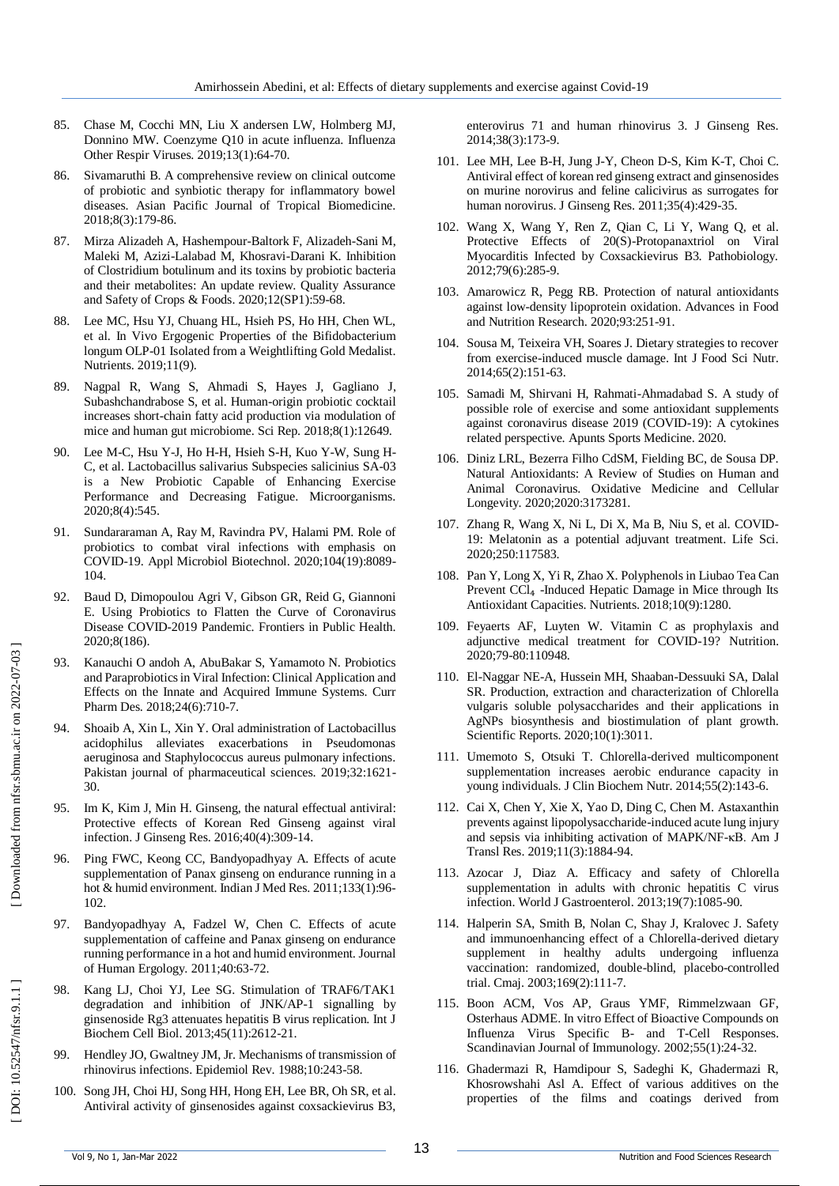85. Chase M, Cocchi MN, Liu X andersen LW, Holmberg MJ, Donnino MW. Coenzyme Q10 in acute influenza. Influenza Other Respir Viruses. 2019;13(1):64-70.

86. Sivamaruthi B. A comprehensive review on clinical outcome of probiotic and synbiotic therapy for inflammatory bowel diseases. Asian Pacific Journal of Tropical Biomedicine. 2018;8(3):179-86.

87. Mirza Alizadeh A, Hashempour-Baltork F, Alizadeh-Sani M, Maleki M, Azizi-Lalabad M, Khosravi-Darani K. Inhibition of Clostridium botulinum and its toxins by probiotic bacteria and their metabolites: An update review. Quality Assurance and Safety of Crops & Foods. 2020;12(SP1):59-68.

88. Lee MC, Hsu YJ, Chuang HL, Hsieh PS, Ho HH, Chen WL, et al. In Vivo Ergogenic Properties of the Bifidobacterium longum OLP-01 Isolated from a Weightlifting Gold Medalist. Nutrients. 2019;11(9).

89. Nagpal R, Wang S, Ahmadi S, Hayes J, Gagliano J, Subashchandrabose S, et al. Human-origin probiotic cocktail increases short-chain fatty acid production via modulation of mice and human gut microbiome. Sci Rep. 2018;8(1):12649.

90. Lee M-C, Hsu Y-J, Ho H-H, Hsieh S-H, Kuo Y-W, Sung H-C, et al. Lactobacillus salivarius Subspecies salicinius SA-03 is a New Probiotic Capable of Enhancing Exercise Performance and Decreasing Fatigue. Microorganisms. 2020;8(4):545.

91. Sundararaman A, Ray M, Ravindra PV, Halami PM. Role of probiotics to combat viral infections with emphasis on COVID-19. Appl Microbiol Biotechnol. 2020;104(19):8089-104.

92. Baud D, Dimopoulou Agri V, Gibson GR, Reid G, Giannoni E. Using Probiotics to Flatten the Curve of Coronavirus Disease COVID-2019 Pandemic. Frontiers in Public Health. 2020;8(186).

93. Kanauchi O andoh A, AbuBakar S, Yamamoto N. Probiotics and Paraprobiotics in Viral Infection: Clinical Application and Effects on the Innate and Acquired Immune Systems. Curr Pharm Des. 2018;24(6):710-7.

94. Shoaib A, Xin L, Xin Y. Oral administration of Lactobacillus acidophilus alleviates exacerbations in Pseudomonas aeruginosa and Staphylococcus aureus pulmonary infections. Pakistan journal of pharmaceutical sciences. 2019;32:1621-30.

95. Im K, Kim J, Min H. Ginseng, the natural effectual antiviral: Protective effects of Korean Red Ginseng against viral infection. J Ginseng Res. 2016;40(4):309-14.

96. Ping FWC, Keong CC, Bandyopadhyay A. Effects of acute supplementation of Panax ginseng on endurance running in a hot & humid environment. Indian J Med Res. 2011;133(1):96-102.

97. Bandyopadhyay A, Fadzel W, Chen C. Effects of acute supplementation of caffeine and Panax ginseng on endurance running performance in a hot and humid environment. Journal of Human Ergology. 2011;40:63-72.

98. Kang LJ, Choi YJ, Lee SG. Stimulation of TRAF6/TAK1 degradation and inhibition of JNK/AP-1 signalling by ginsenoside Rg3 attenuates hepatitis B virus replication. Int J Biochem Cell Biol. 2013;45(11):2612-21.

99. Hendley JO, Gwaltney JM, Jr. Mechanisms of transmission of rhinovirus infections. Epidemiol Rev. 1988;10:243-58.

100. Song JH, Choi HJ, Song HH, Hong EH, Lee BR, Oh SR, et al. Antiviral activity of ginsenosides against coxsackievirus B3, enterovirus 71 and human rhinovirus 3. J Ginseng Res. 2014;38(3):173-9.

101. Lee MH, Lee B-H, Jung J-Y, Cheon D-S, Kim K-T, Choi C. Antiviral effect of korean red ginseng extract and ginsenosides on murine norovirus and feline calicivirus as surrogates for human norovirus. J Ginseng Res. 2011;35(4):429-35.

102. Wang X, Wang Y, Ren Z, Qian C, Li Y, Wang Q, et al. Protective Effects of 20(S)-Protopanaxtriol on Viral Myocarditis Infected by Coxsackievirus B3. Pathobiology. 2012;79(6):285-9.

103. Amarowicz R, Pegg RB. Protection of natural antioxidants against low-density lipoprotein oxidation. Advances in Food and Nutrition Research. 2020;93:251-91.

104. Sousa M, Teixeira VH, Soares J. Dietary strategies to recover from exercise-induced muscle damage. Int J Food Sci Nutr. 2014;65(2):151-63.

105. Samadi M, Shirvani H, Rahmati-Ahmadabad S. A study of possible role of exercise and some antioxidant supplements against coronavirus disease 2019 (COVID-19): A cytokines related perspective. Apunts Sports Medicine. 2020.

106. Diniz LRL, Bezerra Filho CdSM, Fielding BC, de Sousa DP. Natural Antioxidants: A Review of Studies on Human and Animal Coronavirus. Oxidative Medicine and Cellular Longevity. 2020;2020:3173281.

107. Zhang R, Wang X, Ni L, Di X, Ma B, Niu S, et al. COVID-19: Melatonin as a potential adjuvant treatment. Life Sci. 2020;250:117583.

108. Pan Y, Long X, Yi R, Zhao X. Polyphenols in Liubao Tea Can Prevent $CCl_4$ -Induced Hepatic Damage in Mice through Its Antioxidant Capacities. Nutrients. 2018;10(9):1280.

109. Feyaerts AF, Luyten W. Vitamin C as prophylaxis and adjunctive medical treatment for COVID-19? Nutrition. 2020;79-80:110948.

110. El-Naggar NE-A, Hussein MH, Shaaban-Dessuuki SA, Dalal SR. Production, extraction and characterization of Chlorella vulgaris soluble polysaccharides and their applications in AgNPs biosynthesis and biostimulation of plant growth. Scientific Reports. 2020;10(1):3011.

111. Umemoto S, Otsuki T. Chlorella-derived multicomponent supplementation increases aerobic endurance capacity in young individuals. J Clin Biochem Nutr. 2014;55(2):143-6.

112. Cai X, Chen Y, Xie X, Yao D, Ding C, Chen M. Astaxanthin prevents against lipopolysaccharide-induced acute lung injury and sepsis via inhibiting activation of MAPK/NF-κB. Am J Transl Res. 2019;11(3):1884-94.

113. Azocar J, Diaz A. Efficacy and safety of Chlorella supplementation in adults with chronic hepatitis C virus infection. World J Gastroenterol. 2013;19(7):1085-90.

114. Halperin SA, Smith B, Nolan C, Shay J, Kralovec J. Safety and immunoenhancing effect of a Chlorella-derived dietary supplement in healthy adults undergoing influenza vaccination: randomized, double-blind, placebo-controlled trial. Cmaj. 2003;169(2):111-7.

115. Boon ACM, Vos AP, Graus YMF, Rimmelzwaan GF, Osterhaus ADME. In vitro Effect of Bioactive Compounds on Influenza Virus Specific B- and T-Cell Responses. Scandinavian Journal of Immunology. 2002;55(1):24-32.

116. Ghadermazi R, Hamdipour S, Sadeghi K, Ghadermazi R, Khosrowshahi Asl A. Effect of various additives on the properties of the films and coatings derived from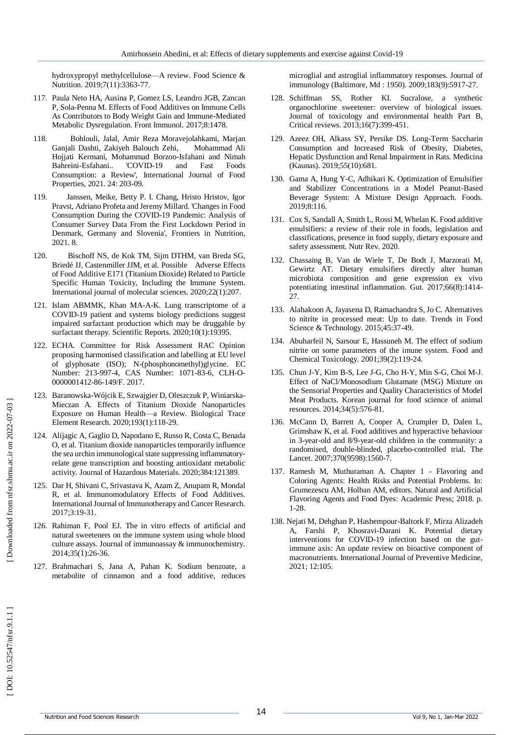hydroxypropyl methylcellulose—A review. Food Science & Nutrition. 2019;7(11):3363-77.

117. Paula Neto HA, Ausina P, Gomez LS, Leandro JGB, Zancan P, Sola-Penna M. Effects of Food Additives on Immune Cells As Contributors to Body Weight Gain and Immune-Mediated Metabolic Dysregulation. Front Immunol. 2017;8:1478.

118. Bohlouli, Jalal, Amir Reza Moravejolahkami, Marjan Ganjali Dashti, Zakiyeh Balouch Zehi, Mohammad Ali Hojjati Kermani, Mohammad Borzoo-Isfahani and Nimah Bahreini-Esfahani.. 'COVID-19 and Fast Foods Consumption: a Review', International Journal of Food Properties, 2021. 24: 203-09.

119. Janssen, Meike, Betty P. I. Chang, Hristo Hristov, Igor Pravst, Adriano Profeta and Jeremy Millard. 'Changes in Food Consumption During the COVID-19 Pandemic: Analysis of Consumer Survey Data From the First Lockdown Period in Denmark, Germany and Slovenia', Frontiers in Nutrition, 2021. 8.

120. Bischoff NS, de Kok TM, Sijm DTHM, van Breda SG, Briedé JJ, Castenmiller JJM, et al. Possible Adverse Effects of Food Additive E171 (Titanium Dioxide) Related to Particle Specific Human Toxicity, Including the Immune System. International journal of molecular sciences. 2020;22(1):207.

121. Islam ABMMK, Khan MA-A-K. Lung transcriptome of a COVID-19 patient and systems biology predictions suggest impaired surfactant production which may be druggable by surfactant therapy. Scientific Reports. 2020;10(1):19395.

122. ECHA. Committee for Risk Assessment RAC Opinion proposing harmonised classification and labelling at EU level of glyphosate (ISO); N-(phosphonomethyl)glycine. EC Number: 213-997-4, CAS Number: 1071-83-6, CLH-O-0000001412-86-149/F. 2017.

123. Baranowska-Wójcik E, Szwajgier D, Oleszczuk P, Winiarska-Mieczan A. Effects of Titanium Dioxide Nanoparticles Exposure on Human Health—a Review. Biological Trace Element Research. 2020;193(1):118-29.

124. Alijagic A, Gaglio D, Napodano E, Russo R, Costa C, Benada O, et al. Titanium dioxide nanoparticles temporarily influence the sea urchin immunological state suppressing inflammatory-relate gene transcription and boosting antioxidant metabolic activity. Journal of Hazardous Materials. 2020;384:121389.

125. Dar H, Shivani C, Srivastava K, Azam Z, Anupam R, Mondal R, et al. Immunomodulatory Effects of Food Additives. International Journal of Immunotherapy and Cancer Research. 2017;3:19-31.

126. Rahiman F, Pool EJ. The in vitro effects of artificial and natural sweeteners on the immune system using whole blood culture assays. Journal of immunoassay & immunochemistry. 2014;35(1):26-36.

127. Brahmachari S, Jana A, Pahan K. Sodium benzoate, a metabolite of cinnamon and a food additive, reduces microglial and astroglial inflammatory responses. Journal of immunology (Baltimore, Md : 1950). 2009;183(9):5917-27.

128. Schiffman SS, Rother KI. Sucralose, a synthetic organochlorine sweetener: overview of biological issues. Journal of toxicology and environmental health Part B, Critical reviews. 2013;16(7):399-451.

129. Azeez OH, Alkass SY, Persike DS. Long-Term Saccharin Consumption and Increased Risk of Obesity, Diabetes, Hepatic Dysfunction and Renal Impairment in Rats. Medicina (Kaunas). 2019;55(10):681.

130. Gama A, Hung Y-C, Adhikari K. Optimization of Emulsifier and Stabilizer Concentrations in a Model Peanut-Based Beverage System: A Mixture Design Approach. Foods. 2019;8:116.

131. Cox S, Sandall A, Smith L, Rossi M, Whelan K. Food additive emulsifiers: a review of their role in foods, legislation and classifications, presence in food supply, dietary exposure and safety assessment. Nutr Rev. 2020.

132. Chassaing B, Van de Wiele T, De Bodt J, Marzorati M, Gewirtz AT. Dietary emulsifiers directly alter human microbiota composition and gene expression ex vivo potentiating intestinal inflammation. Gut. 2017;66(8):1414-27.

133. Alahakoon A, Jayasena D, Ramachandra S, Jo C. Alternatives to nitrite in processed meat: Up to date. Trends in Food Science & Technology. 2015;45:37-49.

134. Abuharfeil N, Sarsour E, Hassuneh M. The effect of sodium nitrite on some parameters of the imune system. Food and Chemical Toxicology. 2001;39(2):119-24.

135. Chun J-Y, Kim B-S, Lee J-G, Cho H-Y, Min S-G, Choi M-J. Effect of NaCl/Monosodium Glutamate (MSG) Mixture on the Sensorial Properties and Quality Characteristics of Model Meat Products. Korean journal for food science of animal resources. 2014;34(5):576-81.

136. McCann D, Barrett A, Cooper A, Crumpler D, Dalen L, Grimshaw K, et al. Food additives and hyperactive behaviour in 3-year-old and 8/9-year-old children in the community: a randomised, double-blinded, placebo-controlled trial. The Lancet. 2007;370(9598):1560-7.

137. Ramesh M, Muthuraman A. Chapter 1 - Flavoring and Coloring Agents: Health Risks and Potential Problems. In: Grumezescu AM, Holban AM, editors. Natural and Artificial Flavoring Agents and Food Dyes: Academic Press; 2018. p. 1-28.

138. Nejati M, Dehghan P, Hashempour-Baltork F, Mirza Alizadeh A, Farshi P, Khosravi-Darani K. Potential dietary interventions for COVID-19 infection based on the gut-immune axis: An update review on bioactive component of macronutrients. International Journal of Preventive Medicine, 2021; 12:105.